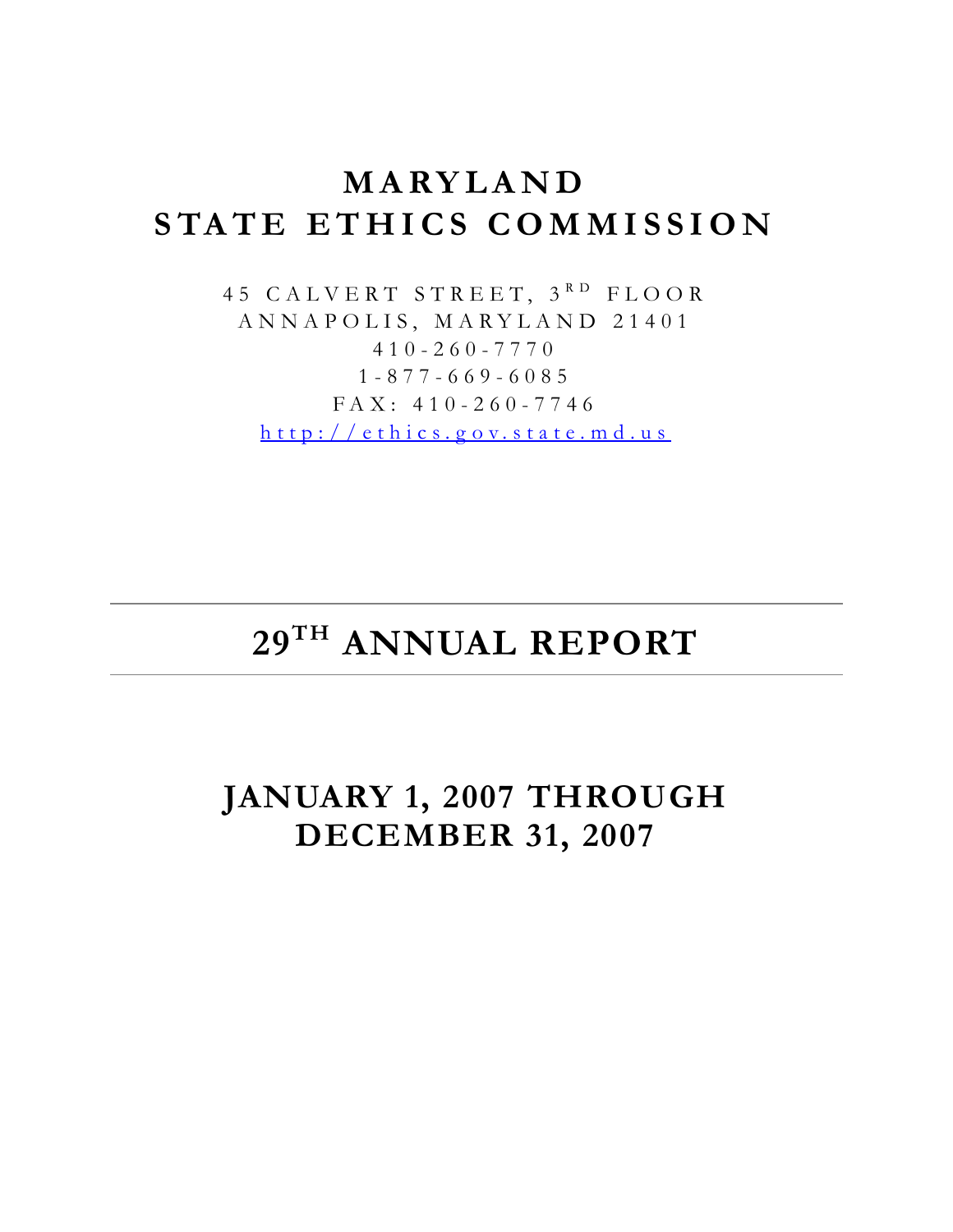# MARYLAND STATE ETHICS COMMISSION

45 CALVERT STREET, 3RD FLOOR
ANNAPOLIS, MARYLAND 21401
410-260-7770
1-877-669-6085
FAX: 410-260-7746
http://ethics.gov.state.md.us

---

# 29TH ANNUAL REPORT

---

# JANUARY 1, 2007 THROUGH DECEMBER 31, 2007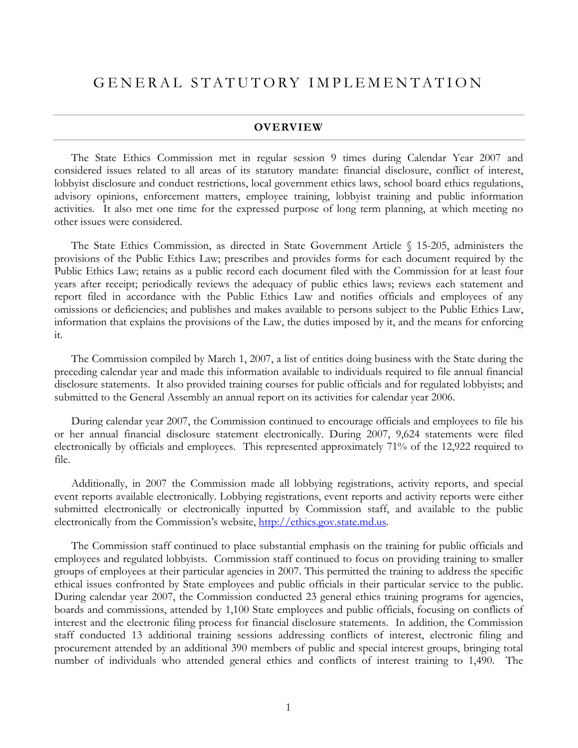# GENERAL STATUTORY IMPLEMENTATION

## OVERVIEW

The State Ethics Commission met in regular session 9 times during Calendar Year 2007 and considered issues related to all areas of its statutory mandate: financial disclosure, conflict of interest, lobbyist disclosure and conduct restrictions, local government ethics laws, school board ethics regulations, advisory opinions, enforcement matters, employee training, lobbyist training and public information activities. It also met one time for the expressed purpose of long term planning, at which meeting no other issues were considered.

The State Ethics Commission, as directed in State Government Article § 15-205, administers the provisions of the Public Ethics Law; prescribes and provides forms for each document required by the Public Ethics Law; retains as a public record each document filed with the Commission for at least four years after receipt; periodically reviews the adequacy of public ethics laws; reviews each statement and report filed in accordance with the Public Ethics Law and notifies officials and employees of any omissions or deficiencies; and publishes and makes available to persons subject to the Public Ethics Law, information that explains the provisions of the Law, the duties imposed by it, and the means for enforcing it.

The Commission compiled by March 1, 2007, a list of entities doing business with the State during the preceding calendar year and made this information available to individuals required to file annual financial disclosure statements. It also provided training courses for public officials and for regulated lobbyists; and submitted to the General Assembly an annual report on its activities for calendar year 2006.

During calendar year 2007, the Commission continued to encourage officials and employees to file his or her annual financial disclosure statement electronically. During 2007, 9,624 statements were filed electronically by officials and employees. This represented approximately 71% of the 12,922 required to file.

Additionally, in 2007 the Commission made all lobbying registrations, activity reports, and special event reports available electronically. Lobbying registrations, event reports and activity reports were either submitted electronically or electronically inputted by Commission staff, and available to the public electronically from the Commission's website, http://ethics.gov.state.md.us.

The Commission staff continued to place substantial emphasis on the training for public officials and employees and regulated lobbyists. Commission staff continued to focus on providing training to smaller groups of employees at their particular agencies in 2007. This permitted the training to address the specific ethical issues confronted by State employees and public officials in their particular service to the public. During calendar year 2007, the Commission conducted 23 general ethics training programs for agencies, boards and commissions, attended by 1,100 State employees and public officials, focusing on conflicts of interest and the electronic filing process for financial disclosure statements. In addition, the Commission staff conducted 13 additional training sessions addressing conflicts of interest, electronic filing and procurement attended by an additional 390 members of public and special interest groups, bringing total number of individuals who attended general ethics and conflicts of interest training to 1,490. The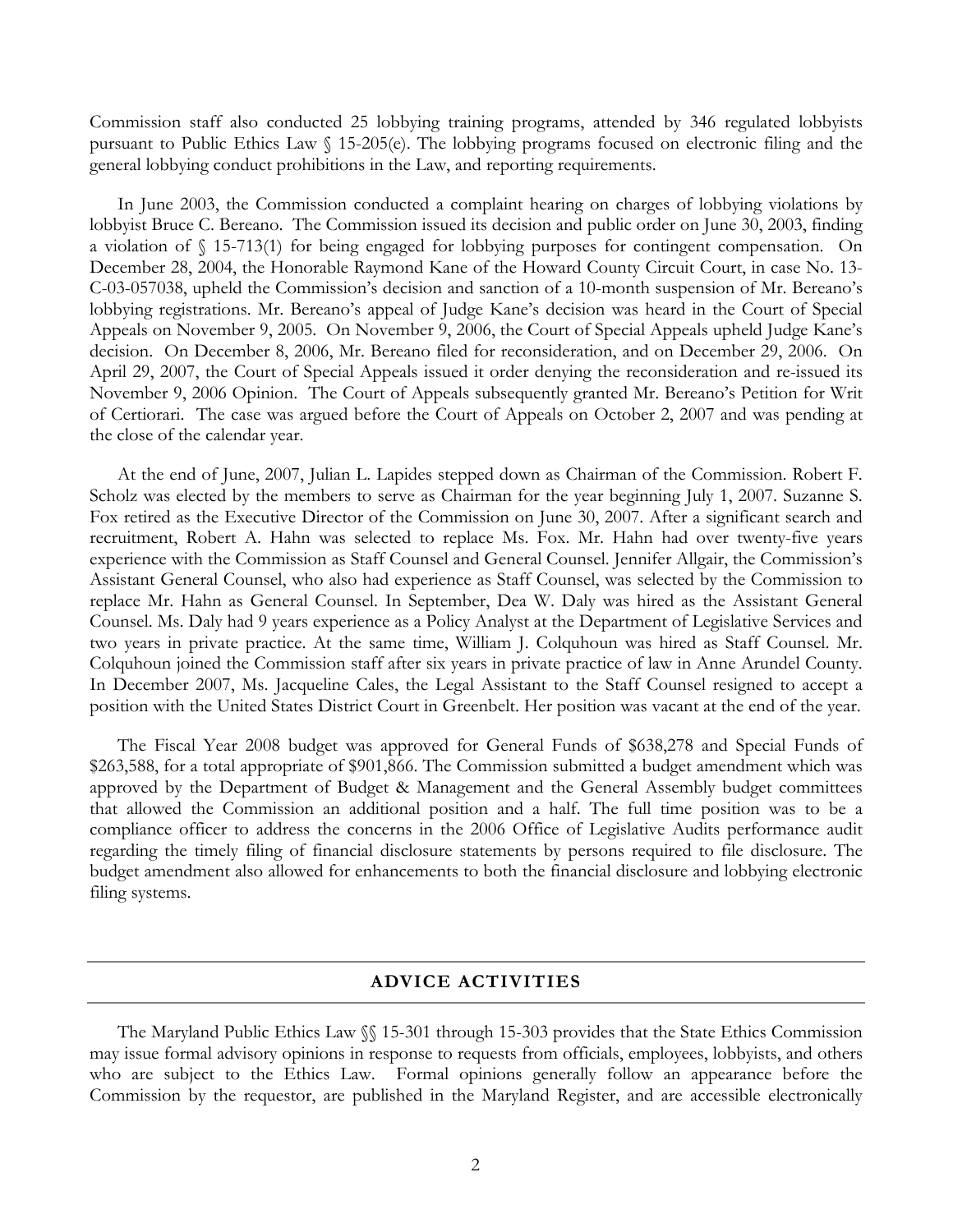Commission staff also conducted 25 lobbying training programs, attended by 346 regulated lobbyists pursuant to Public Ethics Law § 15-205(e). The lobbying programs focused on electronic filing and the general lobbying conduct prohibitions in the Law, and reporting requirements.

In June 2003, the Commission conducted a complaint hearing on charges of lobbying violations by lobbyist Bruce C. Bereano. The Commission issued its decision and public order on June 30, 2003, finding a violation of § 15-713(1) for being engaged for lobbying purposes for contingent compensation. On December 28, 2004, the Honorable Raymond Kane of the Howard County Circuit Court, in case No. 13-C-03-057038, upheld the Commission's decision and sanction of a 10-month suspension of Mr. Bereano's lobbying registrations. Mr. Bereano's appeal of Judge Kane's decision was heard in the Court of Special Appeals on November 9, 2005. On November 9, 2006, the Court of Special Appeals upheld Judge Kane's decision. On December 8, 2006, Mr. Bereano filed for reconsideration, and on December 29, 2006. On April 29, 2007, the Court of Special Appeals issued it order denying the reconsideration and re-issued its November 9, 2006 Opinion. The Court of Appeals subsequently granted Mr. Bereano's Petition for Writ of Certiorari. The case was argued before the Court of Appeals on October 2, 2007 and was pending at the close of the calendar year.

At the end of June, 2007, Julian L. Lapides stepped down as Chairman of the Commission. Robert F. Scholz was elected by the members to serve as Chairman for the year beginning July 1, 2007. Suzanne S. Fox retired as the Executive Director of the Commission on June 30, 2007. After a significant search and recruitment, Robert A. Hahn was selected to replace Ms. Fox. Mr. Hahn had over twenty-five years experience with the Commission as Staff Counsel and General Counsel. Jennifer Allgair, the Commission's Assistant General Counsel, who also had experience as Staff Counsel, was selected by the Commission to replace Mr. Hahn as General Counsel. In September, Dea W. Daly was hired as the Assistant General Counsel. Ms. Daly had 9 years experience as a Policy Analyst at the Department of Legislative Services and two years in private practice. At the same time, William J. Colquhoun was hired as Staff Counsel. Mr. Colquhoun joined the Commission staff after six years in private practice of law in Anne Arundel County. In December 2007, Ms. Jacqueline Cales, the Legal Assistant to the Staff Counsel resigned to accept a position with the United States District Court in Greenbelt. Her position was vacant at the end of the year.

The Fiscal Year 2008 budget was approved for General Funds of $638,278 and Special Funds of $263,588, for a total appropriate of $901,866. The Commission submitted a budget amendment which was approved by the Department of Budget & Management and the General Assembly budget committees that allowed the Commission an additional position and a half. The full time position was to be a compliance officer to address the concerns in the 2006 Office of Legislative Audits performance audit regarding the timely filing of financial disclosure statements by persons required to file disclosure. The budget amendment also allowed for enhancements to both the financial disclosure and lobbying electronic filing systems.

## ADVICE ACTIVITIES

The Maryland Public Ethics Law §§ 15-301 through 15-303 provides that the State Ethics Commission may issue formal advisory opinions in response to requests from officials, employees, lobbyists, and others who are subject to the Ethics Law. Formal opinions generally follow an appearance before the Commission by the requestor, are published in the Maryland Register, and are accessible electronically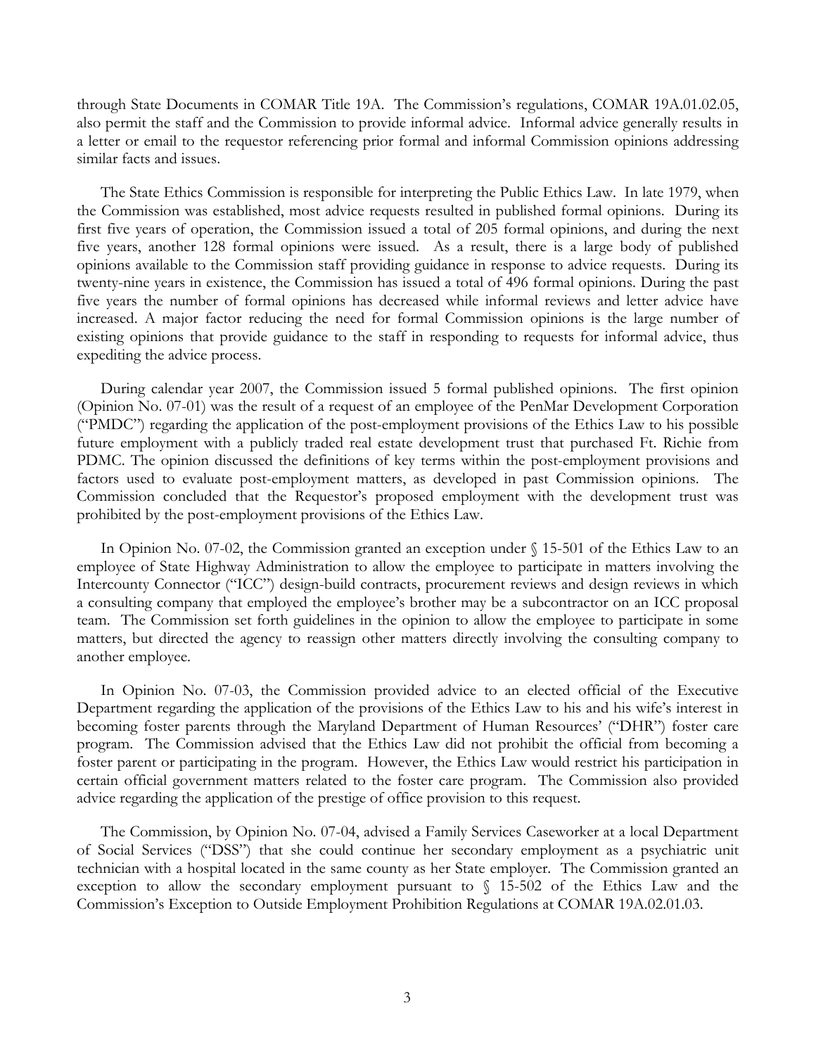through State Documents in COMAR Title 19A. The Commission's regulations, COMAR 19A.01.02.05, also permit the staff and the Commission to provide informal advice. Informal advice generally results in a letter or email to the requestor referencing prior formal and informal Commission opinions addressing similar facts and issues.

The State Ethics Commission is responsible for interpreting the Public Ethics Law. In late 1979, when the Commission was established, most advice requests resulted in published formal opinions. During its first five years of operation, the Commission issued a total of 205 formal opinions, and during the next five years, another 128 formal opinions were issued. As a result, there is a large body of published opinions available to the Commission staff providing guidance in response to advice requests. During its twenty-nine years in existence, the Commission has issued a total of 496 formal opinions. During the past five years the number of formal opinions has decreased while informal reviews and letter advice have increased. A major factor reducing the need for formal Commission opinions is the large number of existing opinions that provide guidance to the staff in responding to requests for informal advice, thus expediting the advice process.

During calendar year 2007, the Commission issued 5 formal published opinions. The first opinion (Opinion No. 07-01) was the result of a request of an employee of the PenMar Development Corporation ("PMDC") regarding the application of the post-employment provisions of the Ethics Law to his possible future employment with a publicly traded real estate development trust that purchased Ft. Richie from PDMC. The opinion discussed the definitions of key terms within the post-employment provisions and factors used to evaluate post-employment matters, as developed in past Commission opinions. The Commission concluded that the Requestor's proposed employment with the development trust was prohibited by the post-employment provisions of the Ethics Law.

In Opinion No. 07-02, the Commission granted an exception under § 15-501 of the Ethics Law to an employee of State Highway Administration to allow the employee to participate in matters involving the Intercounty Connector ("ICC") design-build contracts, procurement reviews and design reviews in which a consulting company that employed the employee's brother may be a subcontractor on an ICC proposal team. The Commission set forth guidelines in the opinion to allow the employee to participate in some matters, but directed the agency to reassign other matters directly involving the consulting company to another employee.

In Opinion No. 07-03, the Commission provided advice to an elected official of the Executive Department regarding the application of the provisions of the Ethics Law to his and his wife's interest in becoming foster parents through the Maryland Department of Human Resources' ("DHR") foster care program. The Commission advised that the Ethics Law did not prohibit the official from becoming a foster parent or participating in the program. However, the Ethics Law would restrict his participation in certain official government matters related to the foster care program. The Commission also provided advice regarding the application of the prestige of office provision to this request.

The Commission, by Opinion No. 07-04, advised a Family Services Caseworker at a local Department of Social Services ("DSS") that she could continue her secondary employment as a psychiatric unit technician with a hospital located in the same county as her State employer. The Commission granted an exception to allow the secondary employment pursuant to § 15-502 of the Ethics Law and the Commission's Exception to Outside Employment Prohibition Regulations at COMAR 19A.02.01.03.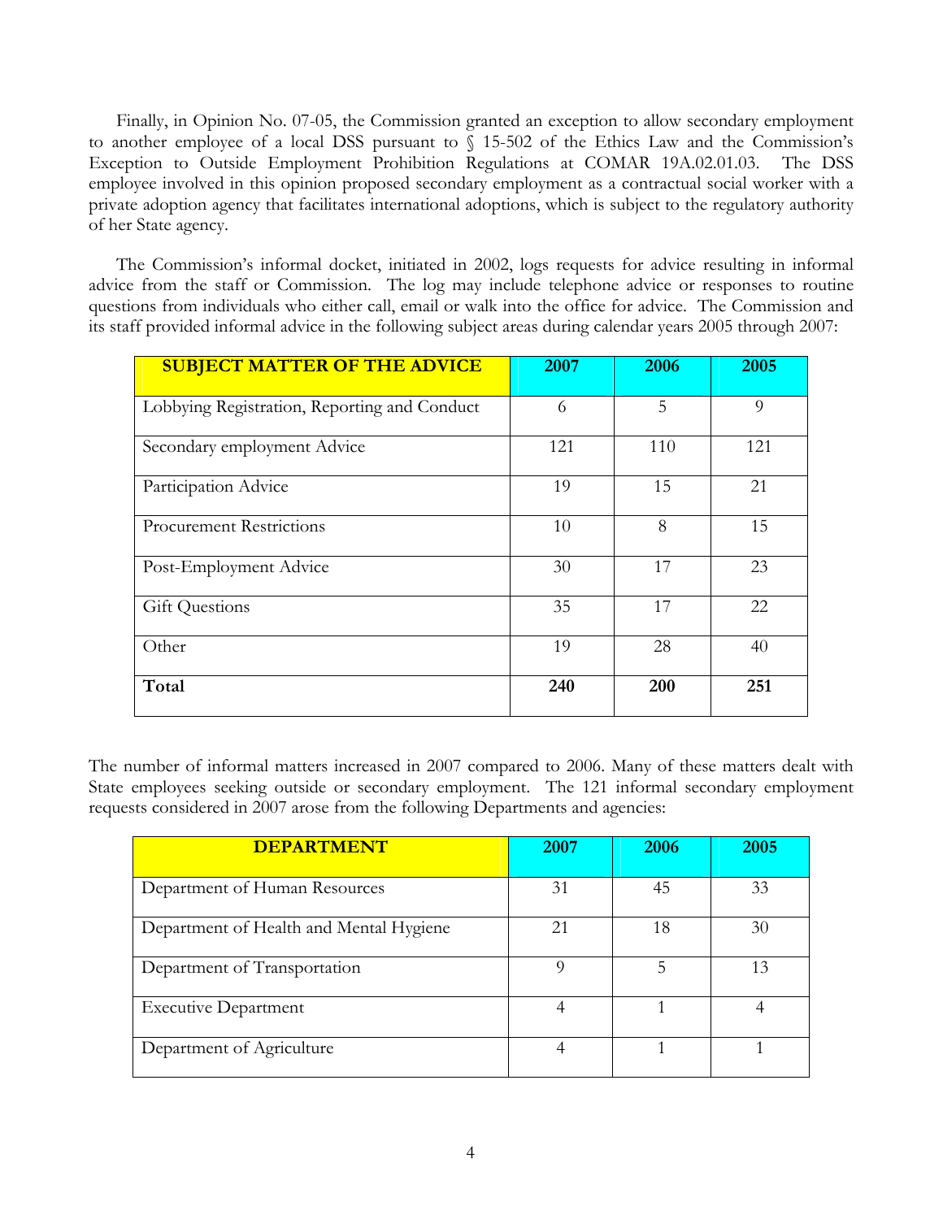Finally, in Opinion No. 07-05, the Commission granted an exception to allow secondary employment to another employee of a local DSS pursuant to § 15-502 of the Ethics Law and the Commission's Exception to Outside Employment Prohibition Regulations at COMAR 19A.02.01.03. The DSS employee involved in this opinion proposed secondary employment as a contractual social worker with a private adoption agency that facilitates international adoptions, which is subject to the regulatory authority of her State agency.

The Commission's informal docket, initiated in 2002, logs requests for advice resulting in informal advice from the staff or Commission. The log may include telephone advice or responses to routine questions from individuals who either call, email or walk into the office for advice. The Commission and its staff provided informal advice in the following subject areas during calendar years 2005 through 2007:

| SUBJECT MATTER OF THE ADVICE | 2007 | 2006 | 2005 |
|---|---|---|---|
| Lobbying Registration, Reporting and Conduct | 6 | 5 | 9 |
| Secondary employment Advice | 121 | 110 | 121 |
| Participation Advice | 19 | 15 | 21 |
| Procurement Restrictions | 10 | 8 | 15 |
| Post-Employment Advice | 30 | 17 | 23 |
| Gift Questions | 35 | 17 | 22 |
| Other | 19 | 28 | 40 |
| **Total** | **240** | **200** | **251** |

The number of informal matters increased in 2007 compared to 2006. Many of these matters dealt with State employees seeking outside or secondary employment. The 121 informal secondary employment requests considered in 2007 arose from the following Departments and agencies:

| DEPARTMENT | 2007 | 2006 | 2005 |
|---|---|---|---|
| Department of Human Resources | 31 | 45 | 33 |
| Department of Health and Mental Hygiene | 21 | 18 | 30 |
| Department of Transportation | 9 | 5 | 13 |
| Executive Department | 4 | 1 | 4 |
| Department of Agriculture | 4 | 1 | 1 |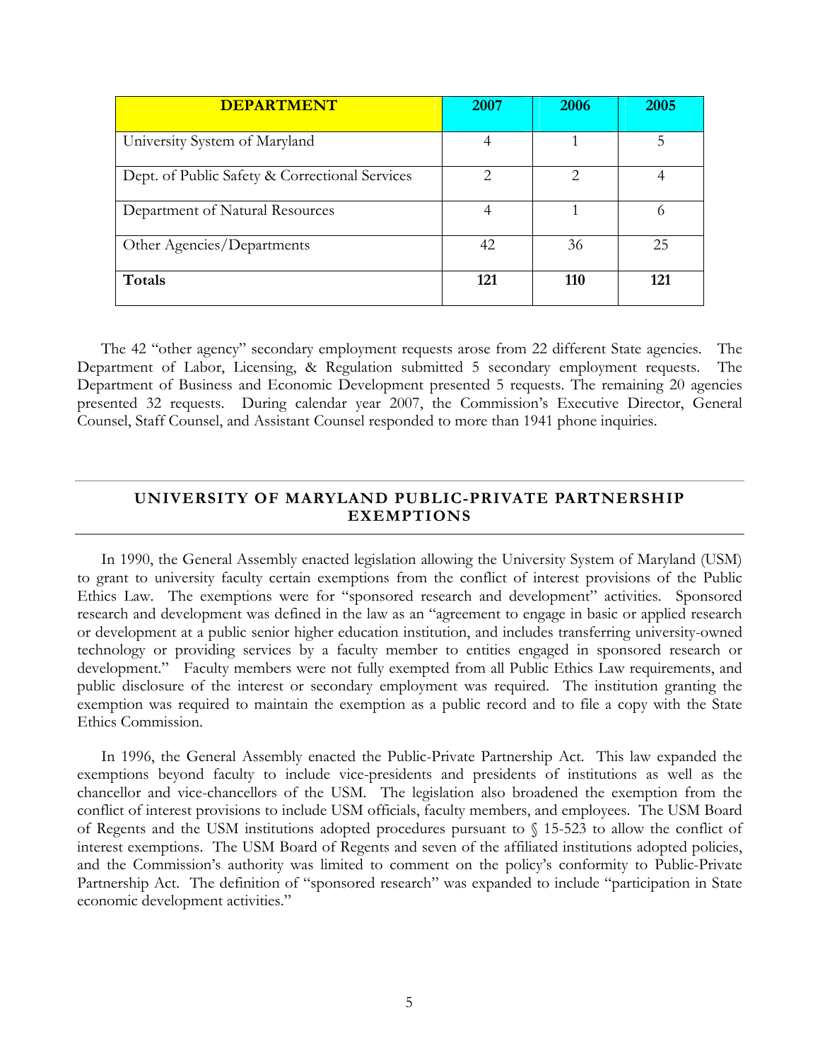| DEPARTMENT | 2007 | 2006 | 2005 |
|---|---|---|---|
| University System of Maryland | 4 | 1 | 5 |
| Dept. of Public Safety & Correctional Services | 2 | 2 | 4 |
| Department of Natural Resources | 4 | 1 | 6 |
| Other Agencies/Departments | 42 | 36 | 25 |
| **Totals** | **121** | **110** | **121** |

The 42 "other agency" secondary employment requests arose from 22 different State agencies. The Department of Labor, Licensing, & Regulation submitted 5 secondary employment requests. The Department of Business and Economic Development presented 5 requests. The remaining 20 agencies presented 32 requests. During calendar year 2007, the Commission's Executive Director, General Counsel, Staff Counsel, and Assistant Counsel responded to more than 1941 phone inquiries.

## UNIVERSITY OF MARYLAND PUBLIC-PRIVATE PARTNERSHIP EXEMPTIONS

In 1990, the General Assembly enacted legislation allowing the University System of Maryland (USM) to grant to university faculty certain exemptions from the conflict of interest provisions of the Public Ethics Law. The exemptions were for "sponsored research and development" activities. Sponsored research and development was defined in the law as an "agreement to engage in basic or applied research or development at a public senior higher education institution, and includes transferring university-owned technology or providing services by a faculty member to entities engaged in sponsored research or development." Faculty members were not fully exempted from all Public Ethics Law requirements, and public disclosure of the interest or secondary employment was required. The institution granting the exemption was required to maintain the exemption as a public record and to file a copy with the State Ethics Commission.

In 1996, the General Assembly enacted the Public-Private Partnership Act. This law expanded the exemptions beyond faculty to include vice-presidents and presidents of institutions as well as the chancellor and vice-chancellors of the USM. The legislation also broadened the exemption from the conflict of interest provisions to include USM officials, faculty members, and employees. The USM Board of Regents and the USM institutions adopted procedures pursuant to § 15-523 to allow the conflict of interest exemptions. The USM Board of Regents and seven of the affiliated institutions adopted policies, and the Commission's authority was limited to comment on the policy's conformity to Public-Private Partnership Act. The definition of "sponsored research" was expanded to include "participation in State economic development activities."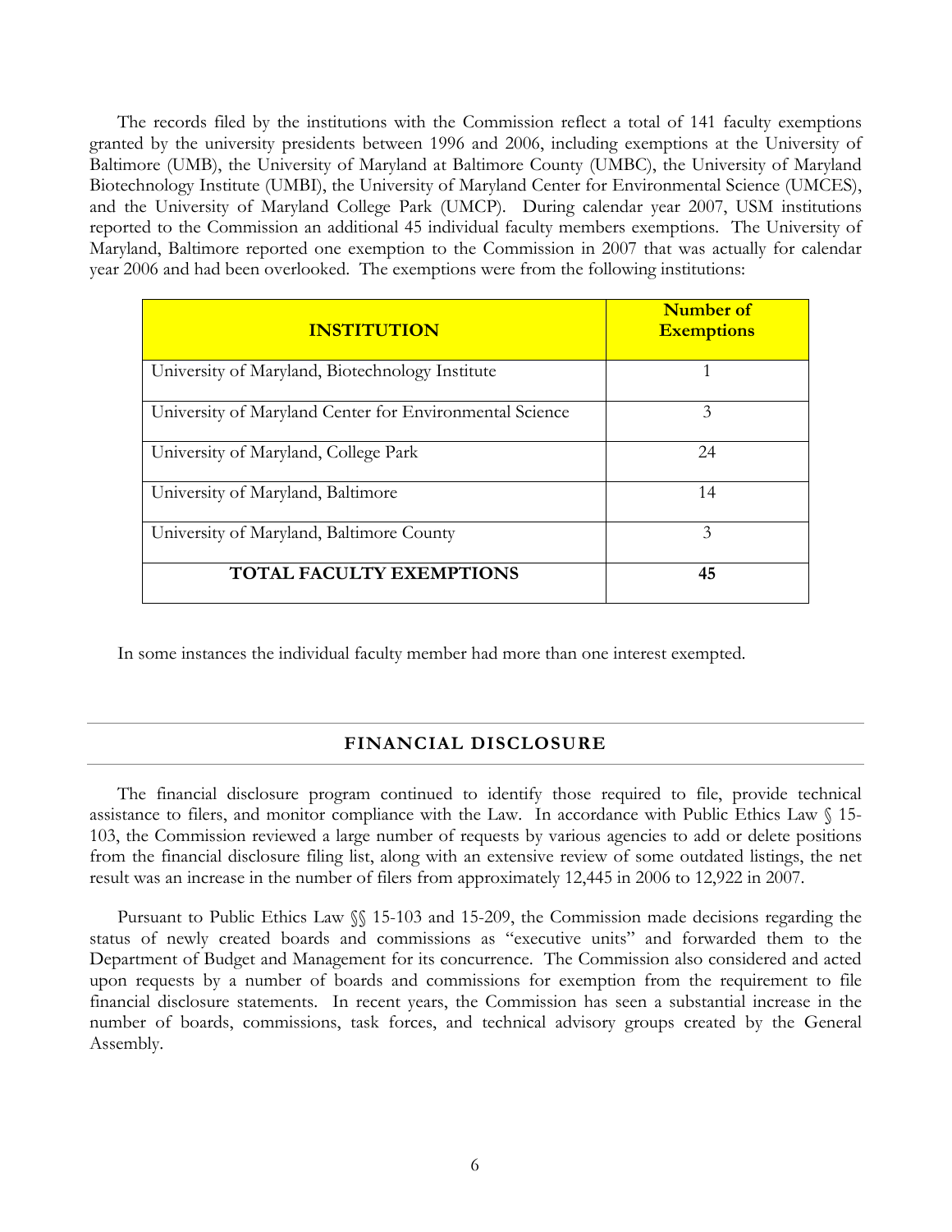The records filed by the institutions with the Commission reflect a total of 141 faculty exemptions granted by the university presidents between 1996 and 2006, including exemptions at the University of Baltimore (UMB), the University of Maryland at Baltimore County (UMBC), the University of Maryland Biotechnology Institute (UMBI), the University of Maryland Center for Environmental Science (UMCES), and the University of Maryland College Park (UMCP). During calendar year 2007, USM institutions reported to the Commission an additional 45 individual faculty members exemptions. The University of Maryland, Baltimore reported one exemption to the Commission in 2007 that was actually for calendar year 2006 and had been overlooked. The exemptions were from the following institutions:

| INSTITUTION | Number of Exemptions |
|---|---|
| University of Maryland, Biotechnology Institute | 1 |
| University of Maryland Center for Environmental Science | 3 |
| University of Maryland, College Park | 24 |
| University of Maryland, Baltimore | 14 |
| University of Maryland, Baltimore County | 3 |
| **TOTAL FACULTY EXEMPTIONS** | **45** |

In some instances the individual faculty member had more than one interest exempted.

## FINANCIAL DISCLOSURE

The financial disclosure program continued to identify those required to file, provide technical assistance to filers, and monitor compliance with the Law. In accordance with Public Ethics Law § 15-103, the Commission reviewed a large number of requests by various agencies to add or delete positions from the financial disclosure filing list, along with an extensive review of some outdated listings, the net result was an increase in the number of filers from approximately 12,445 in 2006 to 12,922 in 2007.

Pursuant to Public Ethics Law §§ 15-103 and 15-209, the Commission made decisions regarding the status of newly created boards and commissions as "executive units" and forwarded them to the Department of Budget and Management for its concurrence. The Commission also considered and acted upon requests by a number of boards and commissions for exemption from the requirement to file financial disclosure statements. In recent years, the Commission has seen a substantial increase in the number of boards, commissions, task forces, and technical advisory groups created by the General Assembly.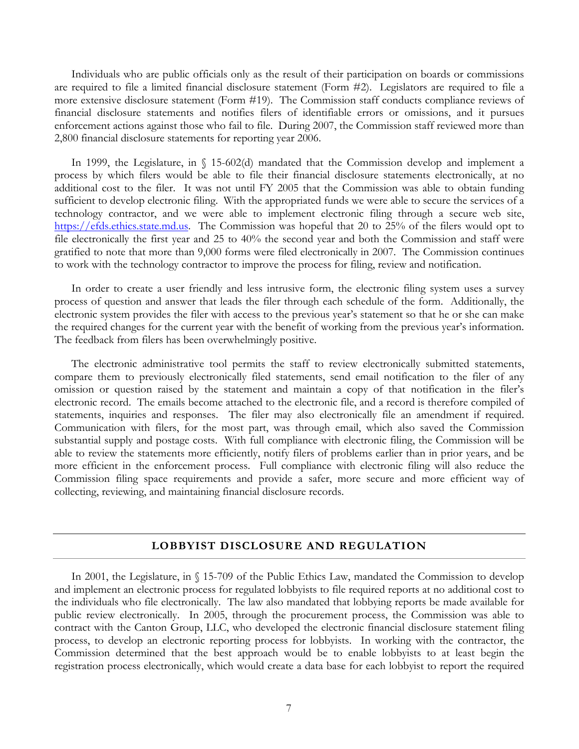Individuals who are public officials only as the result of their participation on boards or commissions are required to file a limited financial disclosure statement (Form #2). Legislators are required to file a more extensive disclosure statement (Form #19). The Commission staff conducts compliance reviews of financial disclosure statements and notifies filers of identifiable errors or omissions, and it pursues enforcement actions against those who fail to file. During 2007, the Commission staff reviewed more than 2,800 financial disclosure statements for reporting year 2006.

In 1999, the Legislature, in § 15-602(d) mandated that the Commission develop and implement a process by which filers would be able to file their financial disclosure statements electronically, at no additional cost to the filer. It was not until FY 2005 that the Commission was able to obtain funding sufficient to develop electronic filing. With the appropriated funds we were able to secure the services of a technology contractor, and we were able to implement electronic filing through a secure web site, https://efds.ethics.state.md.us. The Commission was hopeful that 20 to 25% of the filers would opt to file electronically the first year and 25 to 40% the second year and both the Commission and staff were gratified to note that more than 9,000 forms were filed electronically in 2007. The Commission continues to work with the technology contractor to improve the process for filing, review and notification.

In order to create a user friendly and less intrusive form, the electronic filing system uses a survey process of question and answer that leads the filer through each schedule of the form. Additionally, the electronic system provides the filer with access to the previous year's statement so that he or she can make the required changes for the current year with the benefit of working from the previous year's information. The feedback from filers has been overwhelmingly positive.

The electronic administrative tool permits the staff to review electronically submitted statements, compare them to previously electronically filed statements, send email notification to the filer of any omission or question raised by the statement and maintain a copy of that notification in the filer's electronic record. The emails become attached to the electronic file, and a record is therefore compiled of statements, inquiries and responses. The filer may also electronically file an amendment if required. Communication with filers, for the most part, was through email, which also saved the Commission substantial supply and postage costs. With full compliance with electronic filing, the Commission will be able to review the statements more efficiently, notify filers of problems earlier than in prior years, and be more efficient in the enforcement process. Full compliance with electronic filing will also reduce the Commission filing space requirements and provide a safer, more secure and more efficient way of collecting, reviewing, and maintaining financial disclosure records.

## LOBBYIST DISCLOSURE AND REGULATION

In 2001, the Legislature, in § 15-709 of the Public Ethics Law, mandated the Commission to develop and implement an electronic process for regulated lobbyists to file required reports at no additional cost to the individuals who file electronically. The law also mandated that lobbying reports be made available for public review electronically. In 2005, through the procurement process, the Commission was able to contract with the Canton Group, LLC, who developed the electronic financial disclosure statement filing process, to develop an electronic reporting process for lobbyists. In working with the contractor, the Commission determined that the best approach would be to enable lobbyists to at least begin the registration process electronically, which would create a data base for each lobbyist to report the required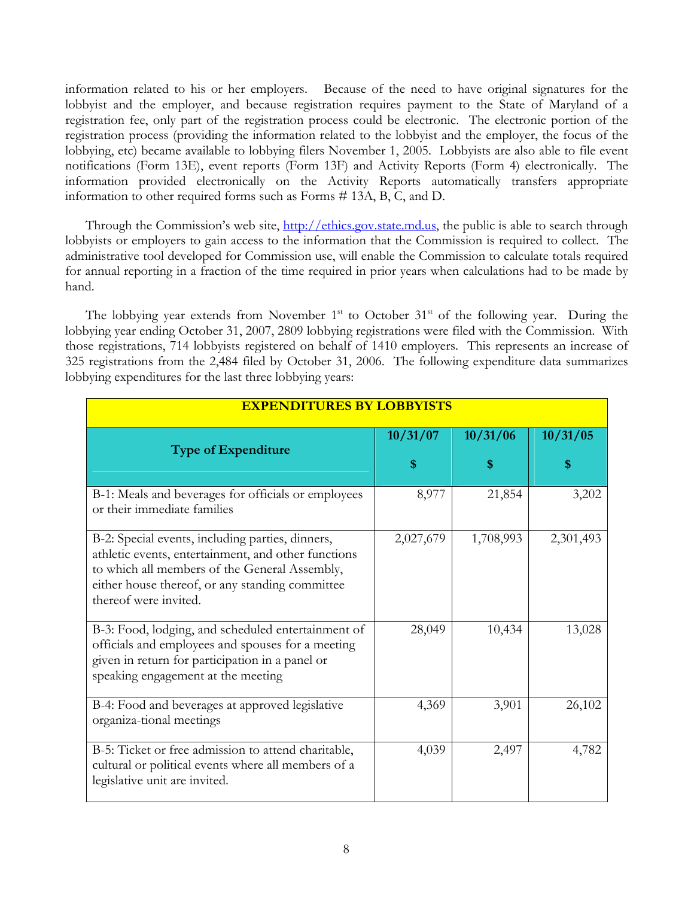information related to his or her employers. Because of the need to have original signatures for the lobbyist and the employer, and because registration requires payment to the State of Maryland of a registration fee, only part of the registration process could be electronic. The electronic portion of the registration process (providing the information related to the lobbyist and the employer, the focus of the lobbying, etc) became available to lobbying filers November 1, 2005. Lobbyists are also able to file event notifications (Form 13E), event reports (Form 13F) and Activity Reports (Form 4) electronically. The information provided electronically on the Activity Reports automatically transfers appropriate information to other required forms such as Forms # 13A, B, C, and D.

Through the Commission's web site, http://ethics.gov.state.md.us, the public is able to search through lobbyists or employers to gain access to the information that the Commission is required to collect. The administrative tool developed for Commission use, will enable the Commission to calculate totals required for annual reporting in a fraction of the time required in prior years when calculations had to be made by hand.

The lobbying year extends from November 1st to October 31st of the following year. During the lobbying year ending October 31, 2007, 2809 lobbying registrations were filed with the Commission. With those registrations, 714 lobbyists registered on behalf of 1410 employers. This represents an increase of 325 registrations from the 2,484 filed by October 31, 2006. The following expenditure data summarizes lobbying expenditures for the last three lobbying years:

| EXPENDITURES BY LOBBYISTS | | | |
|---|---|---|---|
| **Type of Expenditure** | **10/31/07 $** | **10/31/06 $** | **10/31/05 $** |
| B-1: Meals and beverages for officials or employees or their immediate families | 8,977 | 21,854 | 3,202 |
| B-2: Special events, including parties, dinners, athletic events, entertainment, and other functions to which all members of the General Assembly, either house thereof, or any standing committee thereof were invited. | 2,027,679 | 1,708,993 | 2,301,493 |
| B-3: Food, lodging, and scheduled entertainment of officials and employees and spouses for a meeting given in return for participation in a panel or speaking engagement at the meeting | 28,049 | 10,434 | 13,028 |
| B-4: Food and beverages at approved legislative organiza-tional meetings | 4,369 | 3,901 | 26,102 |
| B-5: Ticket or free admission to attend charitable, cultural or political events where all members of a legislative unit are invited. | 4,039 | 2,497 | 4,782 |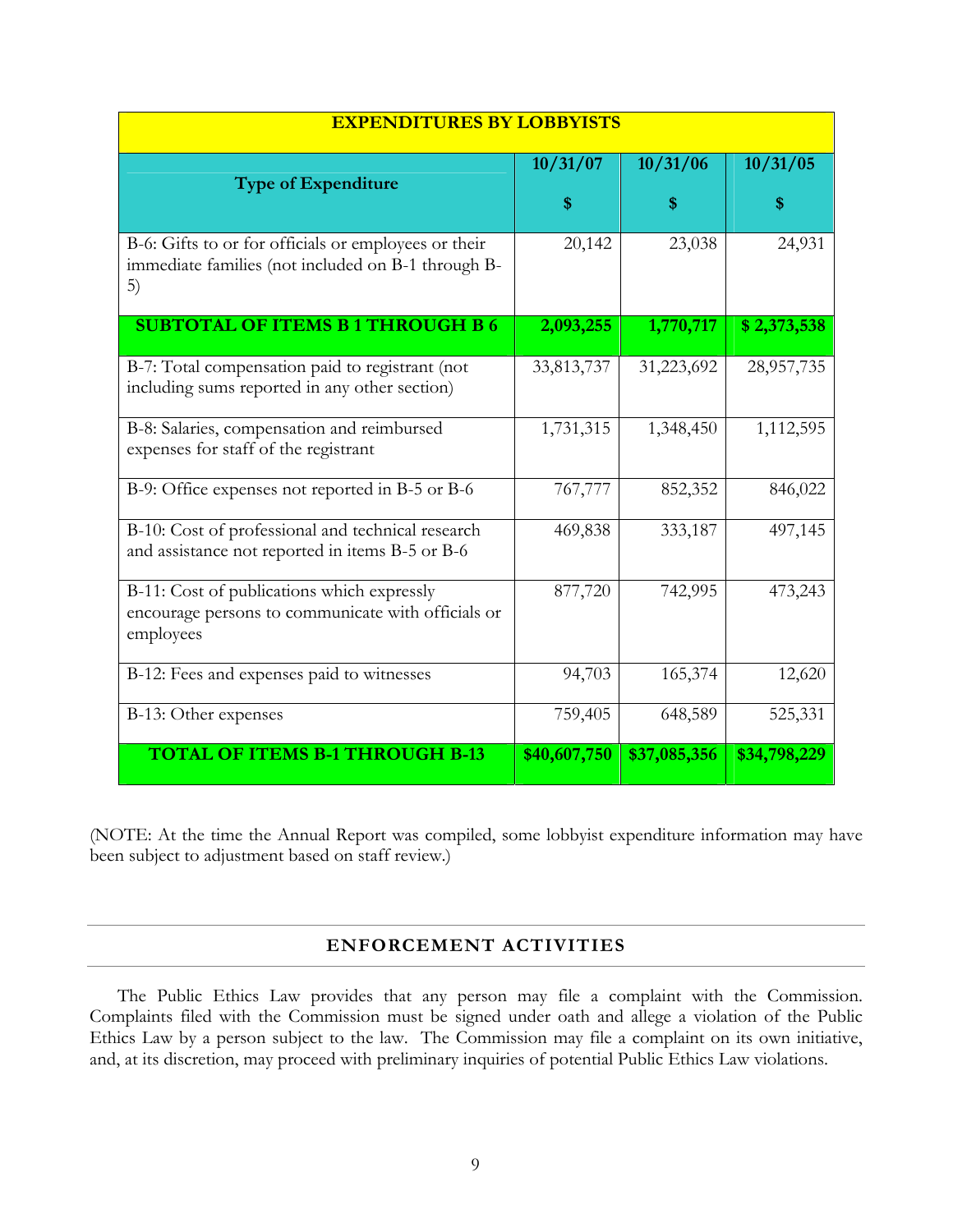| EXPENDITURES BY LOBBYISTS | | | |
|---|---|---|---|
| **Type of Expenditure** | **10/31/07**<br>**$** | **10/31/06**<br>**$** | **10/31/05**<br>**$** |
| B-6: Gifts to or for officials or employees or their immediate families (not included on B-1 through B-5) | 20,142 | 23,038 | 24,931 |
| **SUBTOTAL OF ITEMS B 1 THROUGH B 6** | **2,093,255** | **1,770,717** | **$ 2,373,538** |
| B-7: Total compensation paid to registrant (not including sums reported in any other section) | 33,813,737 | 31,223,692 | 28,957,735 |
| B-8: Salaries, compensation and reimbursed expenses for staff of the registrant | 1,731,315 | 1,348,450 | 1,112,595 |
| B-9: Office expenses not reported in B-5 or B-6 | 767,777 | 852,352 | 846,022 |
| B-10: Cost of professional and technical research and assistance not reported in items B-5 or B-6 | 469,838 | 333,187 | 497,145 |
| B-11: Cost of publications which expressly encourage persons to communicate with officials or employees | 877,720 | 742,995 | 473,243 |
| B-12: Fees and expenses paid to witnesses | 94,703 | 165,374 | 12,620 |
| B-13: Other expenses | 759,405 | 648,589 | 525,331 |
| **TOTAL OF ITEMS B-1 THROUGH B-13** | **$40,607,750** | **$37,085,356** | **$34,798,229** |

(NOTE: At the time the Annual Report was compiled, some lobbyist expenditure information may have been subject to adjustment based on staff review.)

## ENFORCEMENT ACTIVITIES

The Public Ethics Law provides that any person may file a complaint with the Commission. Complaints filed with the Commission must be signed under oath and allege a violation of the Public Ethics Law by a person subject to the law. The Commission may file a complaint on its own initiative, and, at its discretion, may proceed with preliminary inquiries of potential Public Ethics Law violations.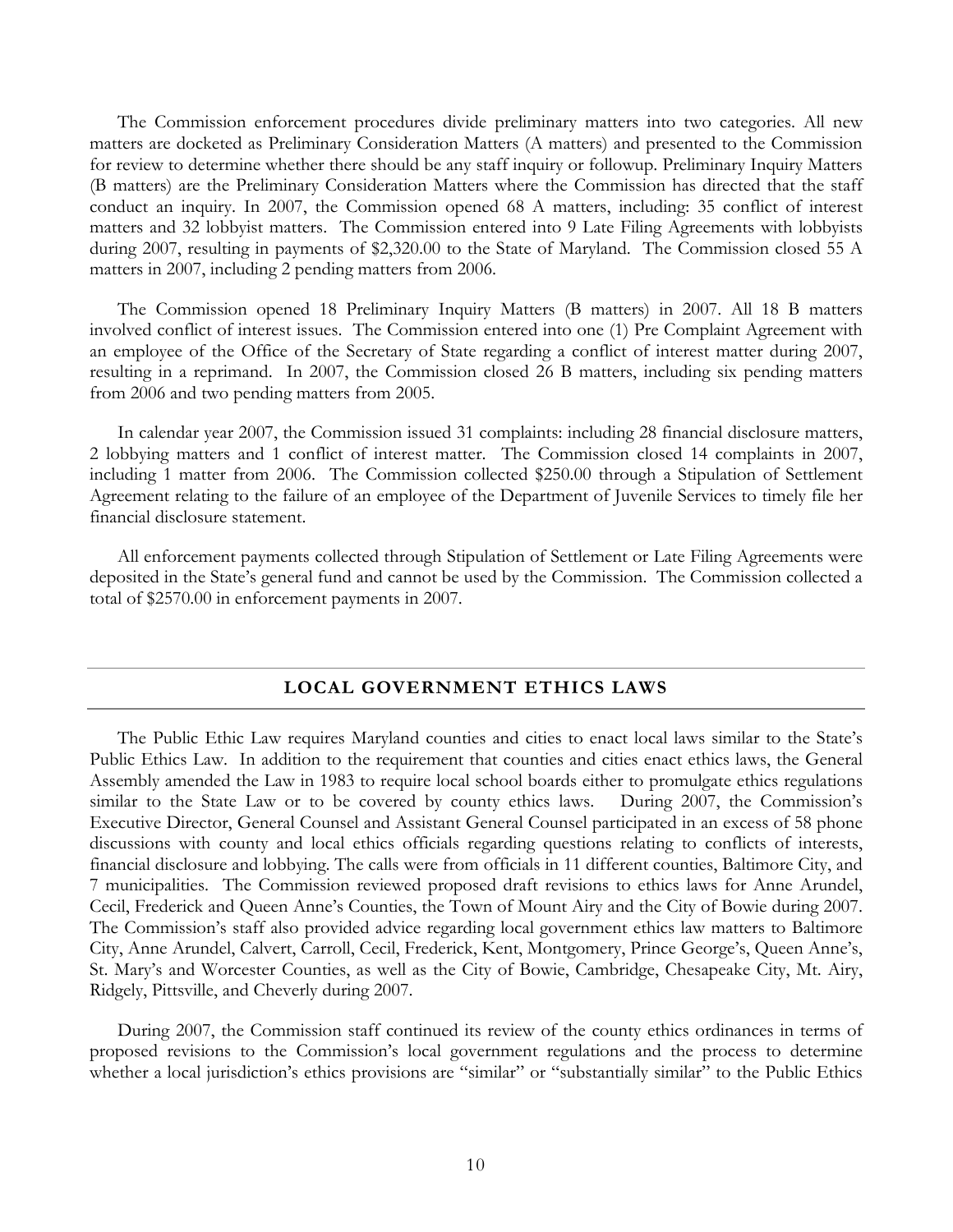The Commission enforcement procedures divide preliminary matters into two categories. All new matters are docketed as Preliminary Consideration Matters (A matters) and presented to the Commission for review to determine whether there should be any staff inquiry or followup. Preliminary Inquiry Matters (B matters) are the Preliminary Consideration Matters where the Commission has directed that the staff conduct an inquiry. In 2007, the Commission opened 68 A matters, including: 35 conflict of interest matters and 32 lobbyist matters. The Commission entered into 9 Late Filing Agreements with lobbyists during 2007, resulting in payments of $2,320.00 to the State of Maryland. The Commission closed 55 A matters in 2007, including 2 pending matters from 2006.

The Commission opened 18 Preliminary Inquiry Matters (B matters) in 2007. All 18 B matters involved conflict of interest issues. The Commission entered into one (1) Pre Complaint Agreement with an employee of the Office of the Secretary of State regarding a conflict of interest matter during 2007, resulting in a reprimand. In 2007, the Commission closed 26 B matters, including six pending matters from 2006 and two pending matters from 2005.

In calendar year 2007, the Commission issued 31 complaints: including 28 financial disclosure matters, 2 lobbying matters and 1 conflict of interest matter. The Commission closed 14 complaints in 2007, including 1 matter from 2006. The Commission collected $250.00 through a Stipulation of Settlement Agreement relating to the failure of an employee of the Department of Juvenile Services to timely file her financial disclosure statement.

All enforcement payments collected through Stipulation of Settlement or Late Filing Agreements were deposited in the State's general fund and cannot be used by the Commission. The Commission collected a total of $2570.00 in enforcement payments in 2007.

## LOCAL GOVERNMENT ETHICS LAWS

The Public Ethic Law requires Maryland counties and cities to enact local laws similar to the State's Public Ethics Law. In addition to the requirement that counties and cities enact ethics laws, the General Assembly amended the Law in 1983 to require local school boards either to promulgate ethics regulations similar to the State Law or to be covered by county ethics laws. During 2007, the Commission's Executive Director, General Counsel and Assistant General Counsel participated in an excess of 58 phone discussions with county and local ethics officials regarding questions relating to conflicts of interests, financial disclosure and lobbying. The calls were from officials in 11 different counties, Baltimore City, and 7 municipalities. The Commission reviewed proposed draft revisions to ethics laws for Anne Arundel, Cecil, Frederick and Queen Anne's Counties, the Town of Mount Airy and the City of Bowie during 2007. The Commission's staff also provided advice regarding local government ethics law matters to Baltimore City, Anne Arundel, Calvert, Carroll, Cecil, Frederick, Kent, Montgomery, Prince George's, Queen Anne's, St. Mary's and Worcester Counties, as well as the City of Bowie, Cambridge, Chesapeake City, Mt. Airy, Ridgely, Pittsville, and Cheverly during 2007.

During 2007, the Commission staff continued its review of the county ethics ordinances in terms of proposed revisions to the Commission's local government regulations and the process to determine whether a local jurisdiction's ethics provisions are "similar" or "substantially similar" to the Public Ethics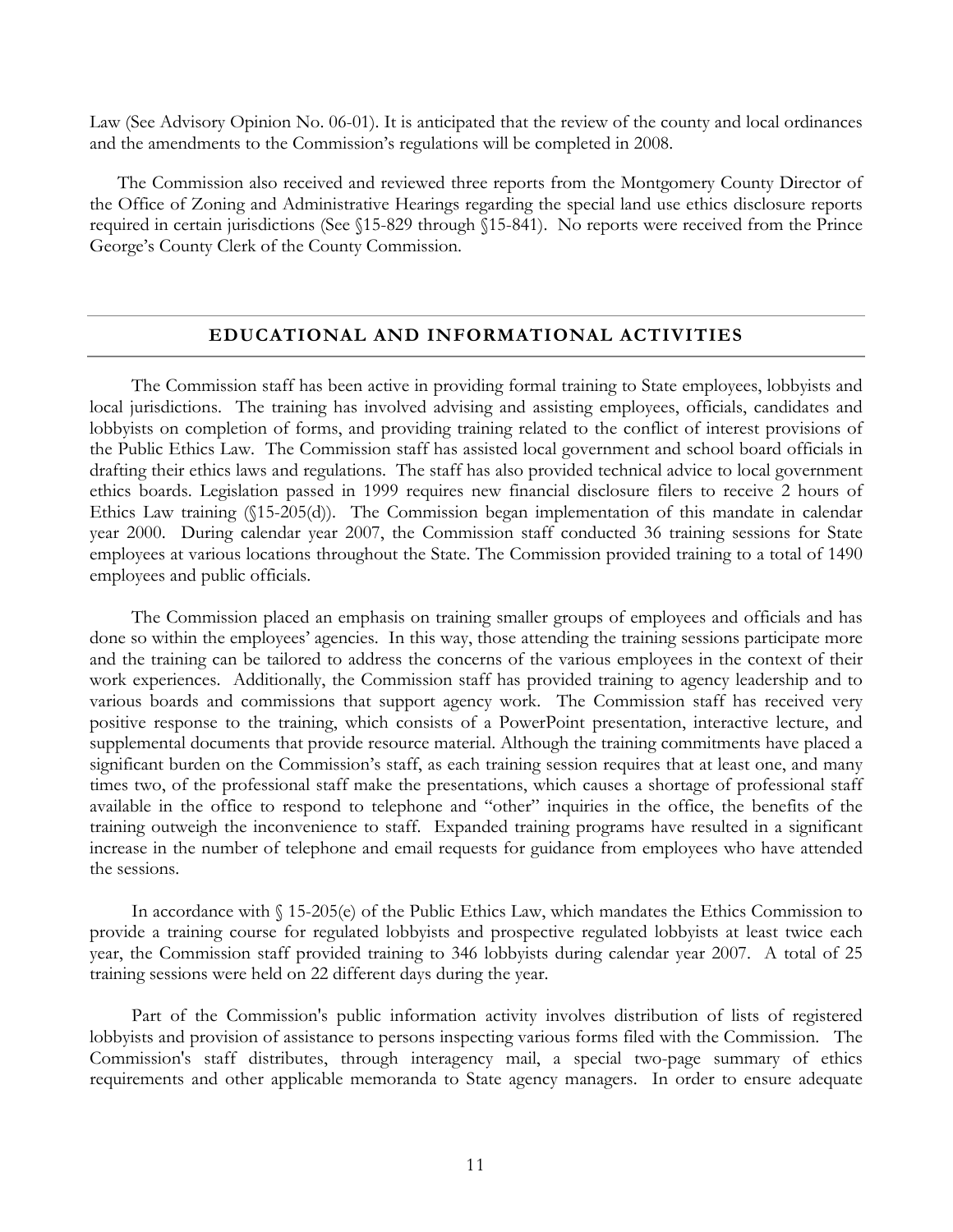Law (See Advisory Opinion No. 06-01). It is anticipated that the review of the county and local ordinances and the amendments to the Commission's regulations will be completed in 2008.

The Commission also received and reviewed three reports from the Montgomery County Director of the Office of Zoning and Administrative Hearings regarding the special land use ethics disclosure reports required in certain jurisdictions (See §15-829 through §15-841). No reports were received from the Prince George's County Clerk of the County Commission.

## EDUCATIONAL AND INFORMATIONAL ACTIVITIES

The Commission staff has been active in providing formal training to State employees, lobbyists and local jurisdictions. The training has involved advising and assisting employees, officials, candidates and lobbyists on completion of forms, and providing training related to the conflict of interest provisions of the Public Ethics Law. The Commission staff has assisted local government and school board officials in drafting their ethics laws and regulations. The staff has also provided technical advice to local government ethics boards. Legislation passed in 1999 requires new financial disclosure filers to receive 2 hours of Ethics Law training (§15-205(d)). The Commission began implementation of this mandate in calendar year 2000. During calendar year 2007, the Commission staff conducted 36 training sessions for State employees at various locations throughout the State. The Commission provided training to a total of 1490 employees and public officials.

The Commission placed an emphasis on training smaller groups of employees and officials and has done so within the employees' agencies. In this way, those attending the training sessions participate more and the training can be tailored to address the concerns of the various employees in the context of their work experiences. Additionally, the Commission staff has provided training to agency leadership and to various boards and commissions that support agency work. The Commission staff has received very positive response to the training, which consists of a PowerPoint presentation, interactive lecture, and supplemental documents that provide resource material. Although the training commitments have placed a significant burden on the Commission's staff, as each training session requires that at least one, and many times two, of the professional staff make the presentations, which causes a shortage of professional staff available in the office to respond to telephone and "other" inquiries in the office, the benefits of the training outweigh the inconvenience to staff. Expanded training programs have resulted in a significant increase in the number of telephone and email requests for guidance from employees who have attended the sessions.

In accordance with § 15-205(e) of the Public Ethics Law, which mandates the Ethics Commission to provide a training course for regulated lobbyists and prospective regulated lobbyists at least twice each year, the Commission staff provided training to 346 lobbyists during calendar year 2007. A total of 25 training sessions were held on 22 different days during the year.

Part of the Commission's public information activity involves distribution of lists of registered lobbyists and provision of assistance to persons inspecting various forms filed with the Commission. The Commission's staff distributes, through interagency mail, a special two-page summary of ethics requirements and other applicable memoranda to State agency managers. In order to ensure adequate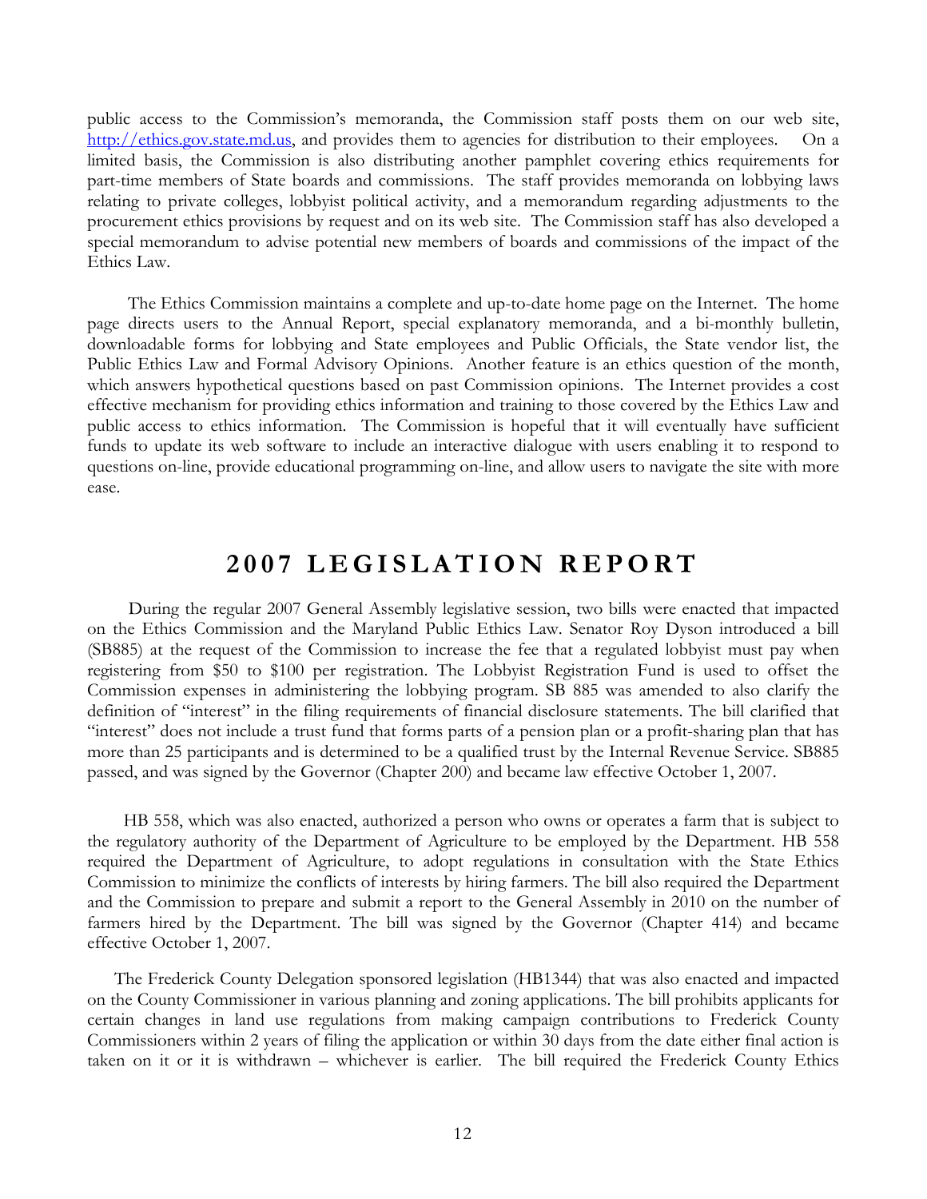public access to the Commission's memoranda, the Commission staff posts them on our web site, http://ethics.gov.state.md.us, and provides them to agencies for distribution to their employees. On a limited basis, the Commission is also distributing another pamphlet covering ethics requirements for part-time members of State boards and commissions. The staff provides memoranda on lobbying laws relating to private colleges, lobbyist political activity, and a memorandum regarding adjustments to the procurement ethics provisions by request and on its web site. The Commission staff has also developed a special memorandum to advise potential new members of boards and commissions of the impact of the Ethics Law.

The Ethics Commission maintains a complete and up-to-date home page on the Internet. The home page directs users to the Annual Report, special explanatory memoranda, and a bi-monthly bulletin, downloadable forms for lobbying and State employees and Public Officials, the State vendor list, the Public Ethics Law and Formal Advisory Opinions. Another feature is an ethics question of the month, which answers hypothetical questions based on past Commission opinions. The Internet provides a cost effective mechanism for providing ethics information and training to those covered by the Ethics Law and public access to ethics information. The Commission is hopeful that it will eventually have sufficient funds to update its web software to include an interactive dialogue with users enabling it to respond to questions on-line, provide educational programming on-line, and allow users to navigate the site with more ease.

# 2007 LEGISLATION REPORT

During the regular 2007 General Assembly legislative session, two bills were enacted that impacted on the Ethics Commission and the Maryland Public Ethics Law. Senator Roy Dyson introduced a bill (SB885) at the request of the Commission to increase the fee that a regulated lobbyist must pay when registering from $50 to $100 per registration. The Lobbyist Registration Fund is used to offset the Commission expenses in administering the lobbying program. SB 885 was amended to also clarify the definition of "interest" in the filing requirements of financial disclosure statements. The bill clarified that "interest" does not include a trust fund that forms parts of a pension plan or a profit-sharing plan that has more than 25 participants and is determined to be a qualified trust by the Internal Revenue Service. SB885 passed, and was signed by the Governor (Chapter 200) and became law effective October 1, 2007.

HB 558, which was also enacted, authorized a person who owns or operates a farm that is subject to the regulatory authority of the Department of Agriculture to be employed by the Department. HB 558 required the Department of Agriculture, to adopt regulations in consultation with the State Ethics Commission to minimize the conflicts of interests by hiring farmers. The bill also required the Department and the Commission to prepare and submit a report to the General Assembly in 2010 on the number of farmers hired by the Department. The bill was signed by the Governor (Chapter 414) and became effective October 1, 2007.

The Frederick County Delegation sponsored legislation (HB1344) that was also enacted and impacted on the County Commissioner in various planning and zoning applications. The bill prohibits applicants for certain changes in land use regulations from making campaign contributions to Frederick County Commissioners within 2 years of filing the application or within 30 days from the date either final action is taken on it or it is withdrawn – whichever is earlier. The bill required the Frederick County Ethics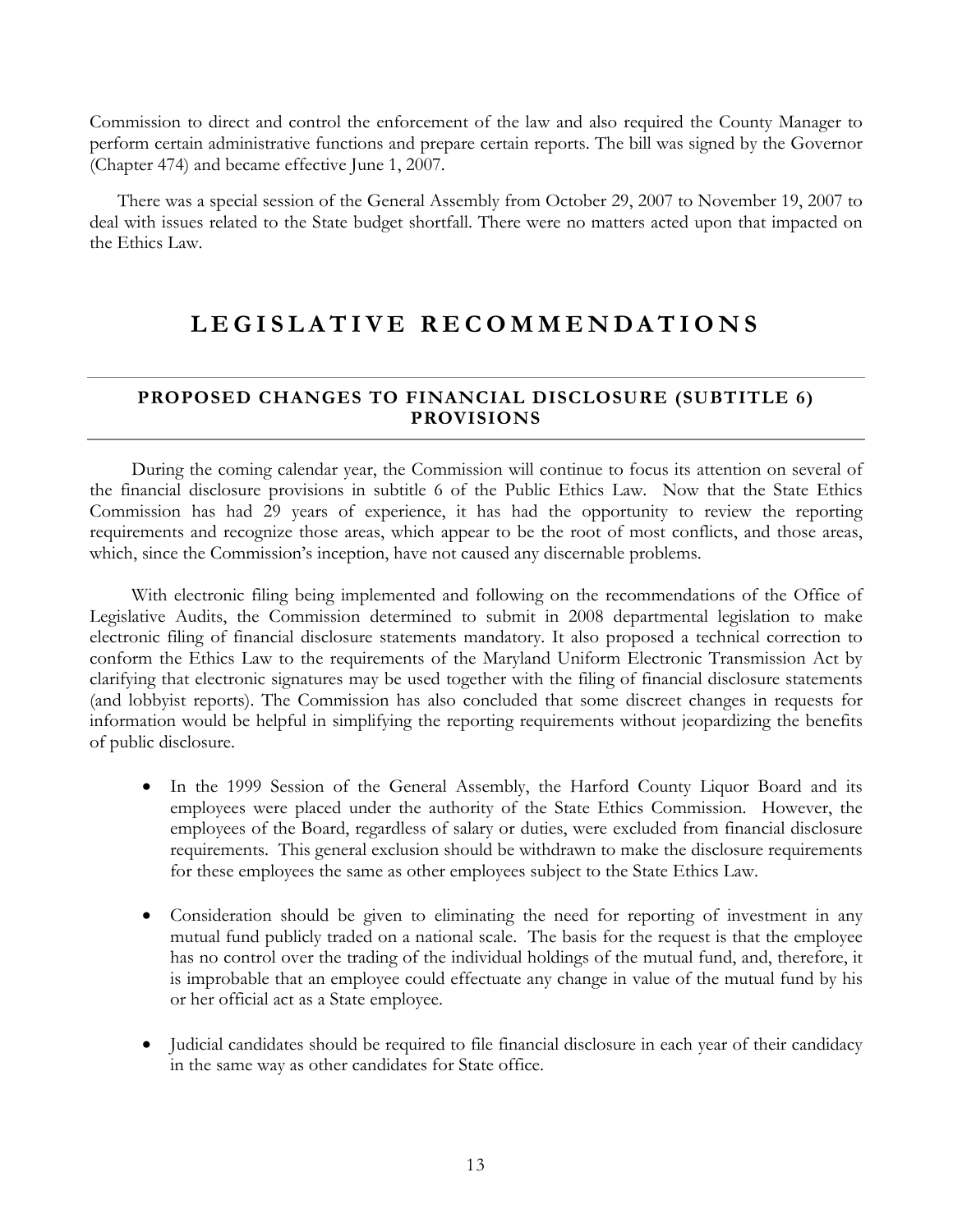Commission to direct and control the enforcement of the law and also required the County Manager to perform certain administrative functions and prepare certain reports. The bill was signed by the Governor (Chapter 474) and became effective June 1, 2007.

There was a special session of the General Assembly from October 29, 2007 to November 19, 2007 to deal with issues related to the State budget shortfall. There were no matters acted upon that impacted on the Ethics Law.

# LEGISLATIVE RECOMMENDATIONS

## PROPOSED CHANGES TO FINANCIAL DISCLOSURE (SUBTITLE 6) PROVISIONS

During the coming calendar year, the Commission will continue to focus its attention on several of the financial disclosure provisions in subtitle 6 of the Public Ethics Law. Now that the State Ethics Commission has had 29 years of experience, it has had the opportunity to review the reporting requirements and recognize those areas, which appear to be the root of most conflicts, and those areas, which, since the Commission's inception, have not caused any discernable problems.

With electronic filing being implemented and following on the recommendations of the Office of Legislative Audits, the Commission determined to submit in 2008 departmental legislation to make electronic filing of financial disclosure statements mandatory. It also proposed a technical correction to conform the Ethics Law to the requirements of the Maryland Uniform Electronic Transmission Act by clarifying that electronic signatures may be used together with the filing of financial disclosure statements (and lobbyist reports). The Commission has also concluded that some discreet changes in requests for information would be helpful in simplifying the reporting requirements without jeopardizing the benefits of public disclosure.

- In the 1999 Session of the General Assembly, the Harford County Liquor Board and its employees were placed under the authority of the State Ethics Commission. However, the employees of the Board, regardless of salary or duties, were excluded from financial disclosure requirements. This general exclusion should be withdrawn to make the disclosure requirements for these employees the same as other employees subject to the State Ethics Law.

- Consideration should be given to eliminating the need for reporting of investment in any mutual fund publicly traded on a national scale. The basis for the request is that the employee has no control over the trading of the individual holdings of the mutual fund, and, therefore, it is improbable that an employee could effectuate any change in value of the mutual fund by his or her official act as a State employee.

- Judicial candidates should be required to file financial disclosure in each year of their candidacy in the same way as other candidates for State office.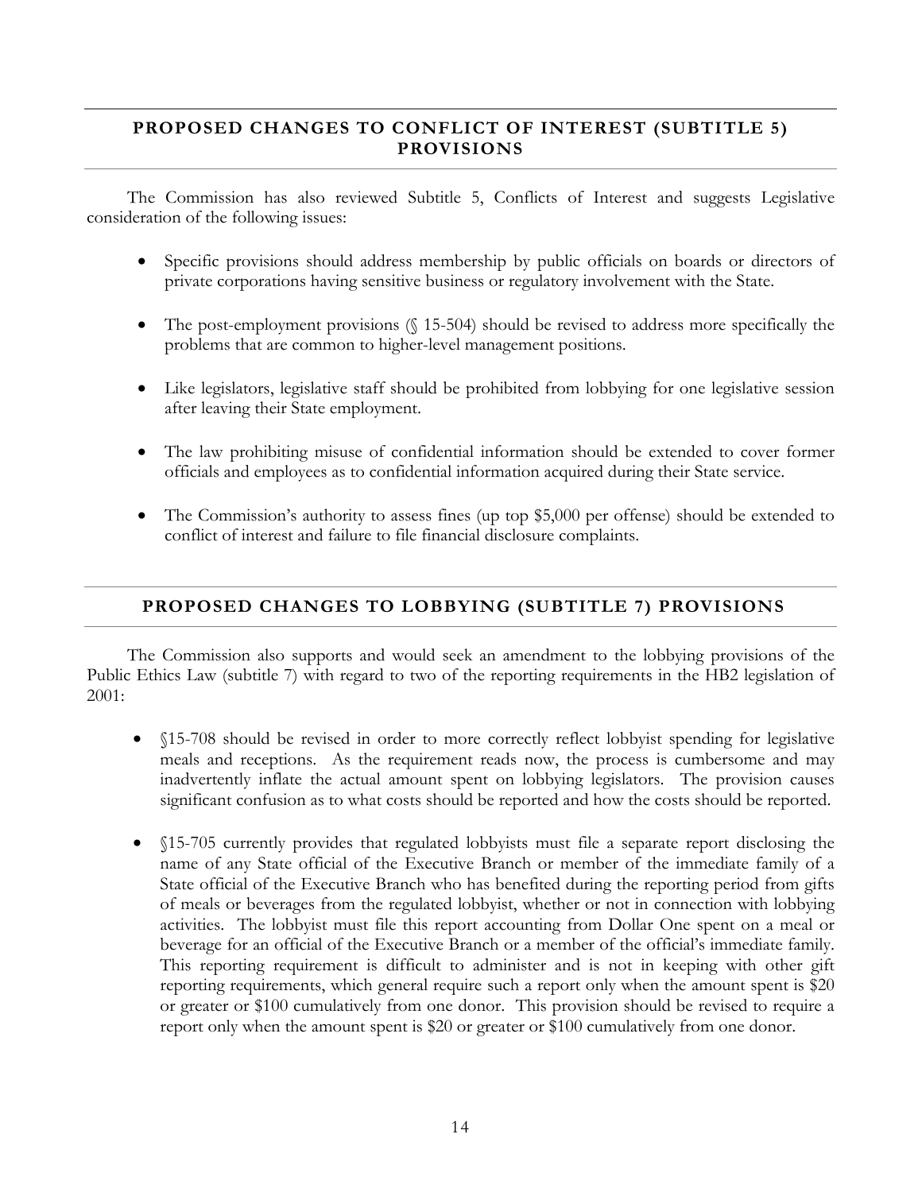## PROPOSED CHANGES TO CONFLICT OF INTEREST (SUBTITLE 5) PROVISIONS

The Commission has also reviewed Subtitle 5, Conflicts of Interest and suggests Legislative consideration of the following issues:

- Specific provisions should address membership by public officials on boards or directors of private corporations having sensitive business or regulatory involvement with the State.
- The post-employment provisions (§ 15-504) should be revised to address more specifically the problems that are common to higher-level management positions.
- Like legislators, legislative staff should be prohibited from lobbying for one legislative session after leaving their State employment.
- The law prohibiting misuse of confidential information should be extended to cover former officials and employees as to confidential information acquired during their State service.
- The Commission's authority to assess fines (up top $5,000 per offense) should be extended to conflict of interest and failure to file financial disclosure complaints.

## PROPOSED CHANGES TO LOBBYING (SUBTITLE 7) PROVISIONS

The Commission also supports and would seek an amendment to the lobbying provisions of the Public Ethics Law (subtitle 7) with regard to two of the reporting requirements in the HB2 legislation of 2001:

- §15-708 should be revised in order to more correctly reflect lobbyist spending for legislative meals and receptions. As the requirement reads now, the process is cumbersome and may inadvertently inflate the actual amount spent on lobbying legislators. The provision causes significant confusion as to what costs should be reported and how the costs should be reported.
- §15-705 currently provides that regulated lobbyists must file a separate report disclosing the name of any State official of the Executive Branch or member of the immediate family of a State official of the Executive Branch who has benefited during the reporting period from gifts of meals or beverages from the regulated lobbyist, whether or not in connection with lobbying activities. The lobbyist must file this report accounting from Dollar One spent on a meal or beverage for an official of the Executive Branch or a member of the official's immediate family. This reporting requirement is difficult to administer and is not in keeping with other gift reporting requirements, which general require such a report only when the amount spent is $20 or greater or $100 cumulatively from one donor. This provision should be revised to require a report only when the amount spent is $20 or greater or $100 cumulatively from one donor.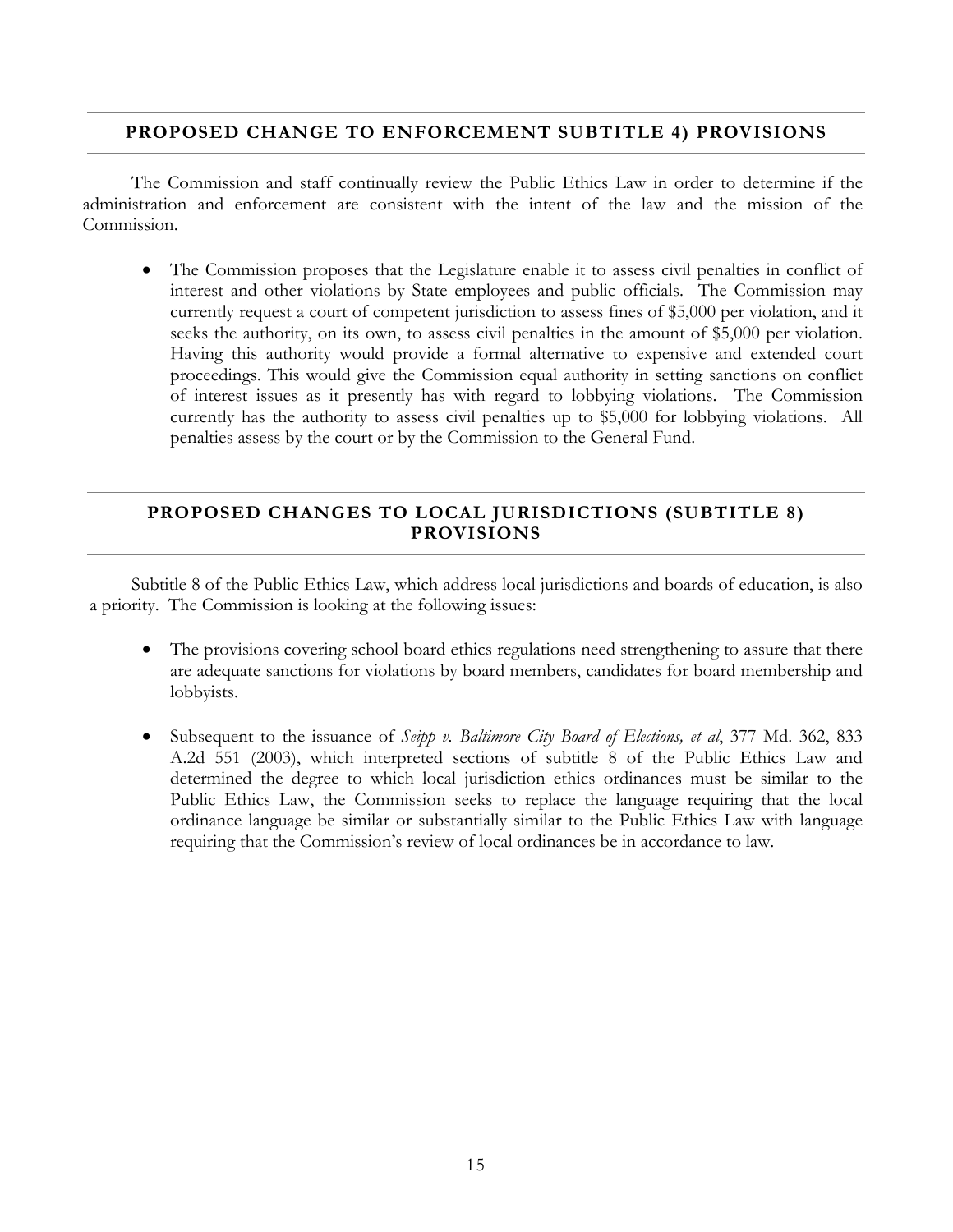## PROPOSED CHANGE TO ENFORCEMENT SUBTITLE 4) PROVISIONS

The Commission and staff continually review the Public Ethics Law in order to determine if the administration and enforcement are consistent with the intent of the law and the mission of the Commission.

- The Commission proposes that the Legislature enable it to assess civil penalties in conflict of interest and other violations by State employees and public officials. The Commission may currently request a court of competent jurisdiction to assess fines of $5,000 per violation, and it seeks the authority, on its own, to assess civil penalties in the amount of $5,000 per violation. Having this authority would provide a formal alternative to expensive and extended court proceedings. This would give the Commission equal authority in setting sanctions on conflict of interest issues as it presently has with regard to lobbying violations. The Commission currently has the authority to assess civil penalties up to $5,000 for lobbying violations. All penalties assess by the court or by the Commission to the General Fund.

## PROPOSED CHANGES TO LOCAL JURISDICTIONS (SUBTITLE 8) PROVISIONS

Subtitle 8 of the Public Ethics Law, which address local jurisdictions and boards of education, is also a priority. The Commission is looking at the following issues:

- The provisions covering school board ethics regulations need strengthening to assure that there are adequate sanctions for violations by board members, candidates for board membership and lobbyists.

- Subsequent to the issuance of *Seipp v. Baltimore City Board of Elections, et al*, 377 Md. 362, 833 A.2d 551 (2003), which interpreted sections of subtitle 8 of the Public Ethics Law and determined the degree to which local jurisdiction ethics ordinances must be similar to the Public Ethics Law, the Commission seeks to replace the language requiring that the local ordinance language be similar or substantially similar to the Public Ethics Law with language requiring that the Commission's review of local ordinances be in accordance to law.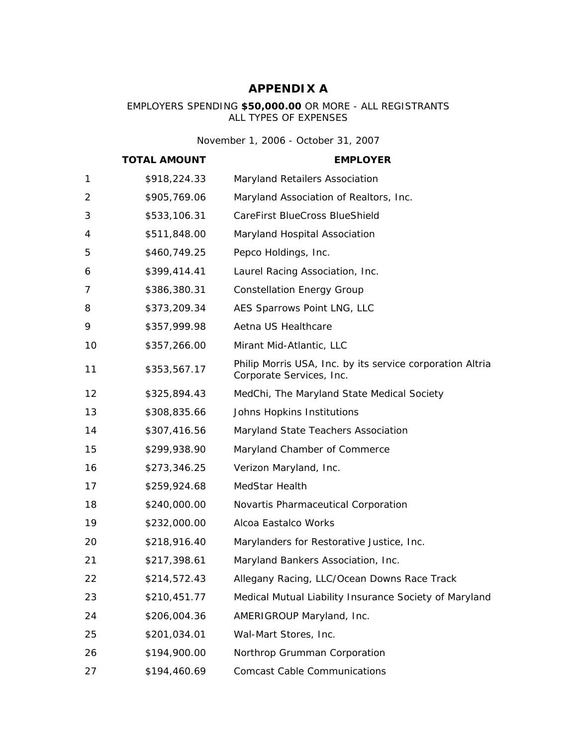# APPENDIX A

EMPLOYERS SPENDING **$50,000.00** OR MORE - ALL REGISTRANTS
ALL TYPES OF EXPENSES

November 1, 2006 - October 31, 2007

| | TOTAL AMOUNT | EMPLOYER |
|---|---|---|
| 1 | $918,224.33 | Maryland Retailers Association |
| 2 | $905,769.06 | Maryland Association of Realtors, Inc. |
| 3 | $533,106.31 | CareFirst BlueCross BlueShield |
| 4 | $511,848.00 | Maryland Hospital Association |
| 5 | $460,749.25 | Pepco Holdings, Inc. |
| 6 | $399,414.41 | Laurel Racing Association, Inc. |
| 7 | $386,380.31 | Constellation Energy Group |
| 8 | $373,209.34 | AES Sparrows Point LNG, LLC |
| 9 | $357,999.98 | Aetna US Healthcare |
| 10 | $357,266.00 | Mirant Mid-Atlantic, LLC |
| 11 | $353,567.17 | Philip Morris USA, Inc. by its service corporation Altria Corporate Services, Inc. |
| 12 | $325,894.43 | MedChi, The Maryland State Medical Society |
| 13 | $308,835.66 | Johns Hopkins Institutions |
| 14 | $307,416.56 | Maryland State Teachers Association |
| 15 | $299,938.90 | Maryland Chamber of Commerce |
| 16 | $273,346.25 | Verizon Maryland, Inc. |
| 17 | $259,924.68 | MedStar Health |
| 18 | $240,000.00 | Novartis Pharmaceutical Corporation |
| 19 | $232,000.00 | Alcoa Eastalco Works |
| 20 | $218,916.40 | Marylanders for Restorative Justice, Inc. |
| 21 | $217,398.61 | Maryland Bankers Association, Inc. |
| 22 | $214,572.43 | Allegany Racing, LLC/Ocean Downs Race Track |
| 23 | $210,451.77 | Medical Mutual Liability Insurance Society of Maryland |
| 24 | $206,004.36 | AMERIGROUP Maryland, Inc. |
| 25 | $201,034.01 | Wal-Mart Stores, Inc. |
| 26 | $194,900.00 | Northrop Grumman Corporation |
| 27 | $194,460.69 | Comcast Cable Communications |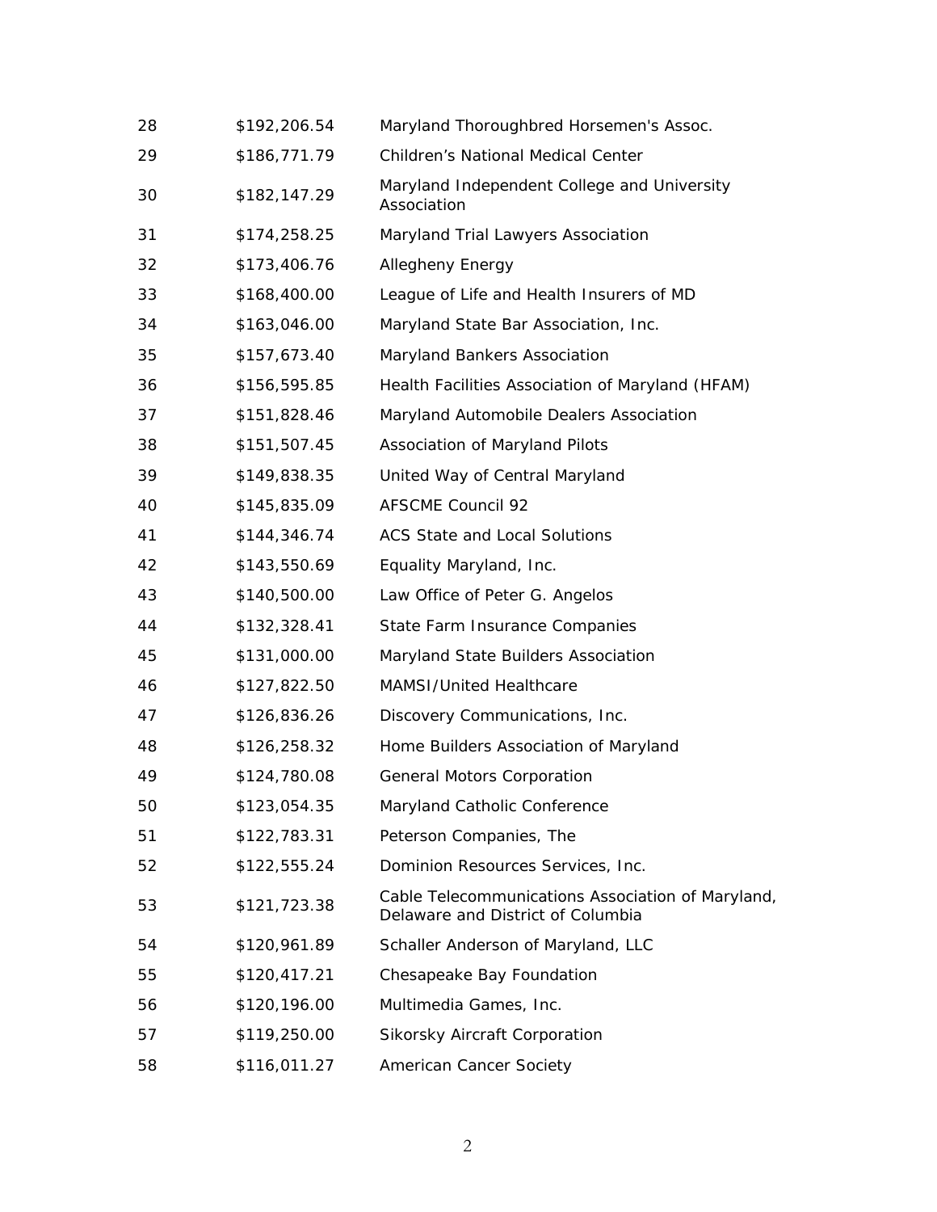| | | |
|---|---|---|
| 28 | $192,206.54 | Maryland Thoroughbred Horsemen's Assoc. |
| 29 | $186,771.79 | Children's National Medical Center |
| 30 | $182,147.29 | Maryland Independent College and University Association |
| 31 | $174,258.25 | Maryland Trial Lawyers Association |
| 32 | $173,406.76 | Allegheny Energy |
| 33 | $168,400.00 | League of Life and Health Insurers of MD |
| 34 | $163,046.00 | Maryland State Bar Association, Inc. |
| 35 | $157,673.40 | Maryland Bankers Association |
| 36 | $156,595.85 | Health Facilities Association of Maryland (HFAM) |
| 37 | $151,828.46 | Maryland Automobile Dealers Association |
| 38 | $151,507.45 | Association of Maryland Pilots |
| 39 | $149,838.35 | United Way of Central Maryland |
| 40 | $145,835.09 | AFSCME Council 92 |
| 41 | $144,346.74 | ACS State and Local Solutions |
| 42 | $143,550.69 | Equality Maryland, Inc. |
| 43 | $140,500.00 | Law Office of Peter G. Angelos |
| 44 | $132,328.41 | State Farm Insurance Companies |
| 45 | $131,000.00 | Maryland State Builders Association |
| 46 | $127,822.50 | MAMSI/United Healthcare |
| 47 | $126,836.26 | Discovery Communications, Inc. |
| 48 | $126,258.32 | Home Builders Association of Maryland |
| 49 | $124,780.08 | General Motors Corporation |
| 50 | $123,054.35 | Maryland Catholic Conference |
| 51 | $122,783.31 | Peterson Companies, The |
| 52 | $122,555.24 | Dominion Resources Services, Inc. |
| 53 | $121,723.38 | Cable Telecommunications Association of Maryland, Delaware and District of Columbia |
| 54 | $120,961.89 | Schaller Anderson of Maryland, LLC |
| 55 | $120,417.21 | Chesapeake Bay Foundation |
| 56 | $120,196.00 | Multimedia Games, Inc. |
| 57 | $119,250.00 | Sikorsky Aircraft Corporation |
| 58 | $116,011.27 | American Cancer Society |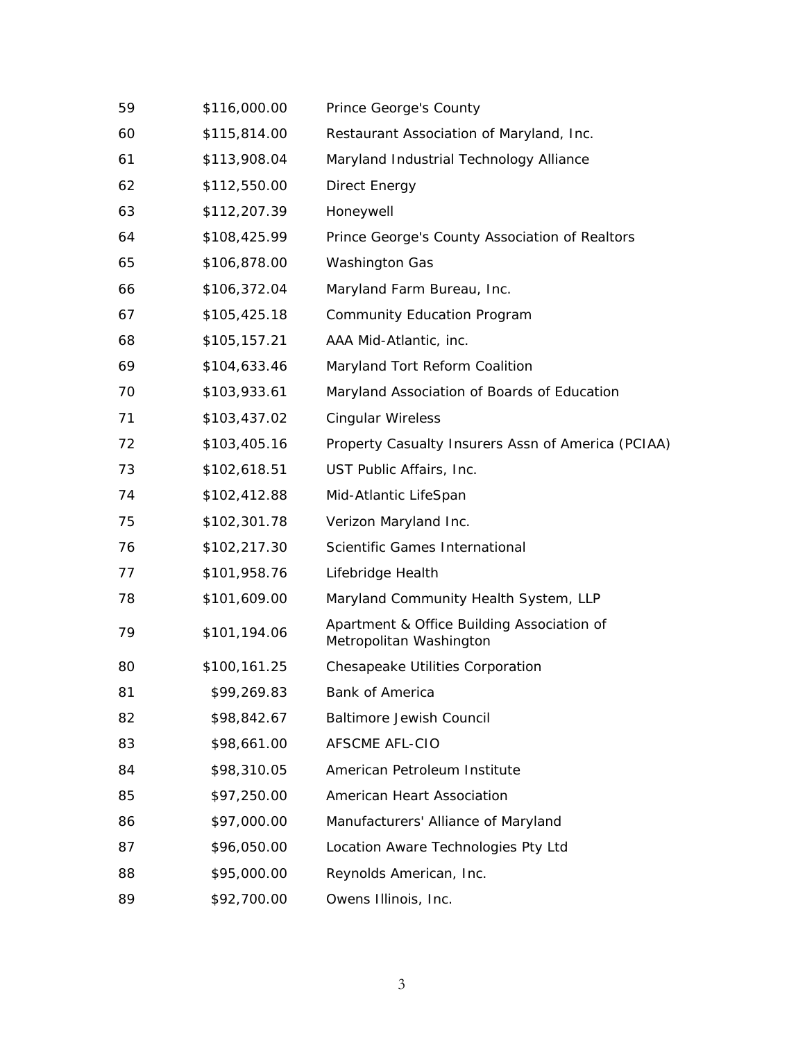| | | |
|---|---|---|
| 59 | $116,000.00 | Prince George's County |
| 60 | $115,814.00 | Restaurant Association of Maryland, Inc. |
| 61 | $113,908.04 | Maryland Industrial Technology Alliance |
| 62 | $112,550.00 | Direct Energy |
| 63 | $112,207.39 | Honeywell |
| 64 | $108,425.99 | Prince George's County Association of Realtors |
| 65 | $106,878.00 | Washington Gas |
| 66 | $106,372.04 | Maryland Farm Bureau, Inc. |
| 67 | $105,425.18 | Community Education Program |
| 68 | $105,157.21 | AAA Mid-Atlantic, inc. |
| 69 | $104,633.46 | Maryland Tort Reform Coalition |
| 70 | $103,933.61 | Maryland Association of Boards of Education |
| 71 | $103,437.02 | Cingular Wireless |
| 72 | $103,405.16 | Property Casualty Insurers Assn of America (PCIAA) |
| 73 | $102,618.51 | UST Public Affairs, Inc. |
| 74 | $102,412.88 | Mid-Atlantic LifeSpan |
| 75 | $102,301.78 | Verizon Maryland Inc. |
| 76 | $102,217.30 | Scientific Games International |
| 77 | $101,958.76 | Lifebridge Health |
| 78 | $101,609.00 | Maryland Community Health System, LLP |
| 79 | $101,194.06 | Apartment & Office Building Association of Metropolitan Washington |
| 80 | $100,161.25 | Chesapeake Utilities Corporation |
| 81 | $99,269.83 | Bank of America |
| 82 | $98,842.67 | Baltimore Jewish Council |
| 83 | $98,661.00 | AFSCME AFL-CIO |
| 84 | $98,310.05 | American Petroleum Institute |
| 85 | $97,250.00 | American Heart Association |
| 86 | $97,000.00 | Manufacturers' Alliance of Maryland |
| 87 | $96,050.00 | Location Aware Technologies Pty Ltd |
| 88 | $95,000.00 | Reynolds American, Inc. |
| 89 | $92,700.00 | Owens Illinois, Inc. |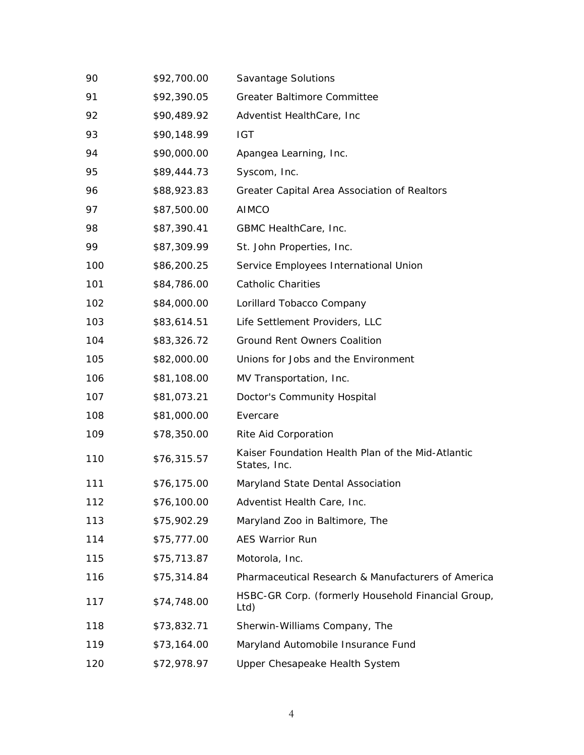| | | |
|---|---|---|
| 90 | $92,700.00 | Savantage Solutions |
| 91 | $92,390.05 | Greater Baltimore Committee |
| 92 | $90,489.92 | Adventist HealthCare, Inc |
| 93 | $90,148.99 | IGT |
| 94 | $90,000.00 | Apangea Learning, Inc. |
| 95 | $89,444.73 | Syscom, Inc. |
| 96 | $88,923.83 | Greater Capital Area Association of Realtors |
| 97 | $87,500.00 | AIMCO |
| 98 | $87,390.41 | GBMC HealthCare, Inc. |
| 99 | $87,309.99 | St. John Properties, Inc. |
| 100 | $86,200.25 | Service Employees International Union |
| 101 | $84,786.00 | Catholic Charities |
| 102 | $84,000.00 | Lorillard Tobacco Company |
| 103 | $83,614.51 | Life Settlement Providers, LLC |
| 104 | $83,326.72 | Ground Rent Owners Coalition |
| 105 | $82,000.00 | Unions for Jobs and the Environment |
| 106 | $81,108.00 | MV Transportation, Inc. |
| 107 | $81,073.21 | Doctor's Community Hospital |
| 108 | $81,000.00 | Evercare |
| 109 | $78,350.00 | Rite Aid Corporation |
| 110 | $76,315.57 | Kaiser Foundation Health Plan of the Mid-Atlantic States, Inc. |
| 111 | $76,175.00 | Maryland State Dental Association |
| 112 | $76,100.00 | Adventist Health Care, Inc. |
| 113 | $75,902.29 | Maryland Zoo in Baltimore, The |
| 114 | $75,777.00 | AES Warrior Run |
| 115 | $75,713.87 | Motorola, Inc. |
| 116 | $75,314.84 | Pharmaceutical Research & Manufacturers of America |
| 117 | $74,748.00 | HSBC-GR Corp. (formerly Household Financial Group, Ltd) |
| 118 | $73,832.71 | Sherwin-Williams Company, The |
| 119 | $73,164.00 | Maryland Automobile Insurance Fund |
| 120 | $72,978.97 | Upper Chesapeake Health System |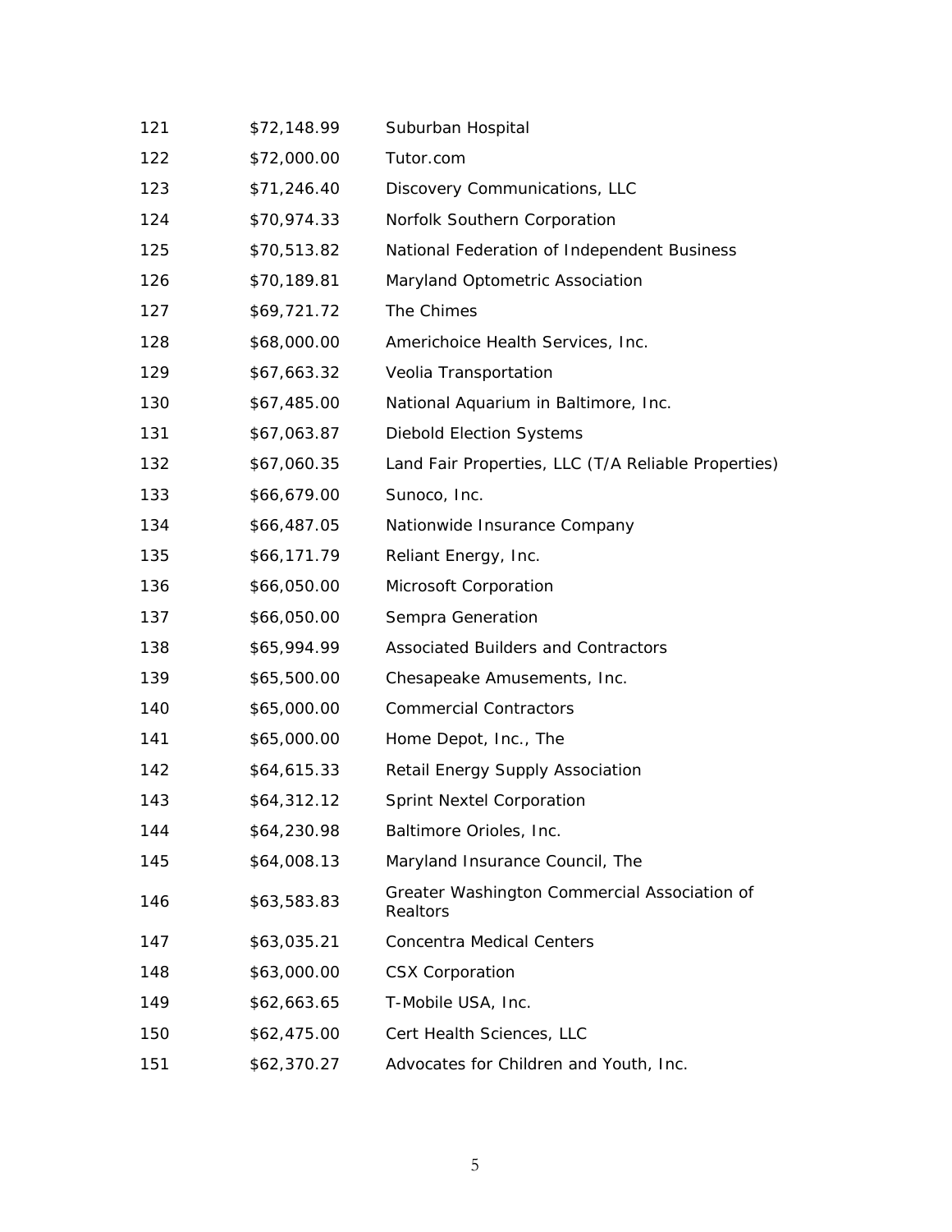| | | |
|---|---|---|
| 121 | $72,148.99 | Suburban Hospital |
| 122 | $72,000.00 | Tutor.com |
| 123 | $71,246.40 | Discovery Communications, LLC |
| 124 | $70,974.33 | Norfolk Southern Corporation |
| 125 | $70,513.82 | National Federation of Independent Business |
| 126 | $70,189.81 | Maryland Optometric Association |
| 127 | $69,721.72 | The Chimes |
| 128 | $68,000.00 | Americhoice Health Services, Inc. |
| 129 | $67,663.32 | Veolia Transportation |
| 130 | $67,485.00 | National Aquarium in Baltimore, Inc. |
| 131 | $67,063.87 | Diebold Election Systems |
| 132 | $67,060.35 | Land Fair Properties, LLC (T/A Reliable Properties) |
| 133 | $66,679.00 | Sunoco, Inc. |
| 134 | $66,487.05 | Nationwide Insurance Company |
| 135 | $66,171.79 | Reliant Energy, Inc. |
| 136 | $66,050.00 | Microsoft Corporation |
| 137 | $66,050.00 | Sempra Generation |
| 138 | $65,994.99 | Associated Builders and Contractors |
| 139 | $65,500.00 | Chesapeake Amusements, Inc. |
| 140 | $65,000.00 | Commercial Contractors |
| 141 | $65,000.00 | Home Depot, Inc., The |
| 142 | $64,615.33 | Retail Energy Supply Association |
| 143 | $64,312.12 | Sprint Nextel Corporation |
| 144 | $64,230.98 | Baltimore Orioles, Inc. |
| 145 | $64,008.13 | Maryland Insurance Council, The |
| 146 | $63,583.83 | Greater Washington Commercial Association of Realtors |
| 147 | $63,035.21 | Concentra Medical Centers |
| 148 | $63,000.00 | CSX Corporation |
| 149 | $62,663.65 | T-Mobile USA, Inc. |
| 150 | $62,475.00 | Cert Health Sciences, LLC |
| 151 | $62,370.27 | Advocates for Children and Youth, Inc. |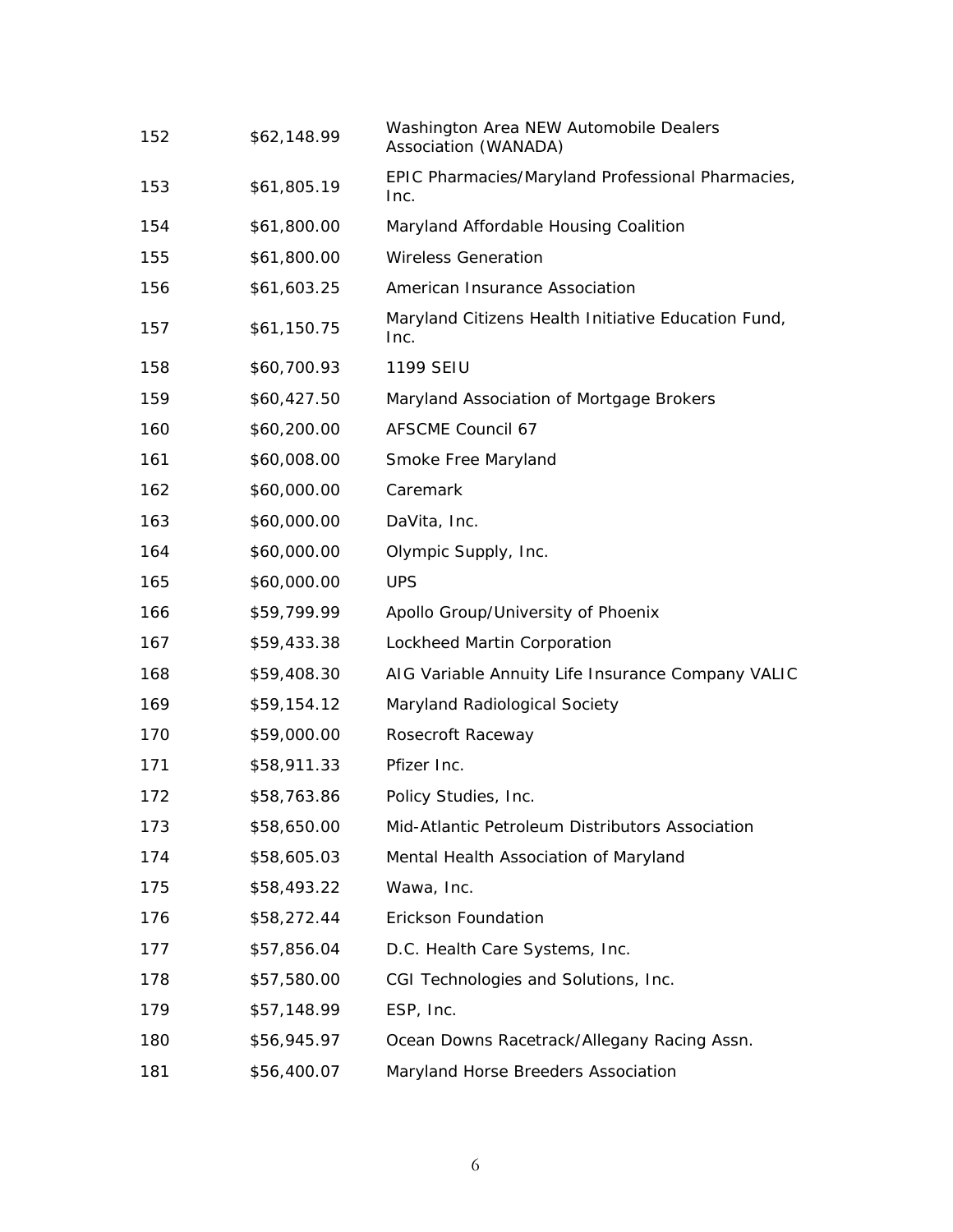| | | |
|---|---|---|
| 152 | $62,148.99 | Washington Area NEW Automobile Dealers Association (WANADA) |
| 153 | $61,805.19 | EPIC Pharmacies/Maryland Professional Pharmacies, Inc. |
| 154 | $61,800.00 | Maryland Affordable Housing Coalition |
| 155 | $61,800.00 | Wireless Generation |
| 156 | $61,603.25 | American Insurance Association |
| 157 | $61,150.75 | Maryland Citizens Health Initiative Education Fund, Inc. |
| 158 | $60,700.93 | 1199 SEIU |
| 159 | $60,427.50 | Maryland Association of Mortgage Brokers |
| 160 | $60,200.00 | AFSCME Council 67 |
| 161 | $60,008.00 | Smoke Free Maryland |
| 162 | $60,000.00 | Caremark |
| 163 | $60,000.00 | DaVita, Inc. |
| 164 | $60,000.00 | Olympic Supply, Inc. |
| 165 | $60,000.00 | UPS |
| 166 | $59,799.99 | Apollo Group/University of Phoenix |
| 167 | $59,433.38 | Lockheed Martin Corporation |
| 168 | $59,408.30 | AIG Variable Annuity Life Insurance Company VALIC |
| 169 | $59,154.12 | Maryland Radiological Society |
| 170 | $59,000.00 | Rosecroft Raceway |
| 171 | $58,911.33 | Pfizer Inc. |
| 172 | $58,763.86 | Policy Studies, Inc. |
| 173 | $58,650.00 | Mid-Atlantic Petroleum Distributors Association |
| 174 | $58,605.03 | Mental Health Association of Maryland |
| 175 | $58,493.22 | Wawa, Inc. |
| 176 | $58,272.44 | Erickson Foundation |
| 177 | $57,856.04 | D.C. Health Care Systems, Inc. |
| 178 | $57,580.00 | CGI Technologies and Solutions, Inc. |
| 179 | $57,148.99 | ESP, Inc. |
| 180 | $56,945.97 | Ocean Downs Racetrack/Allegany Racing Assn. |
| 181 | $56,400.07 | Maryland Horse Breeders Association |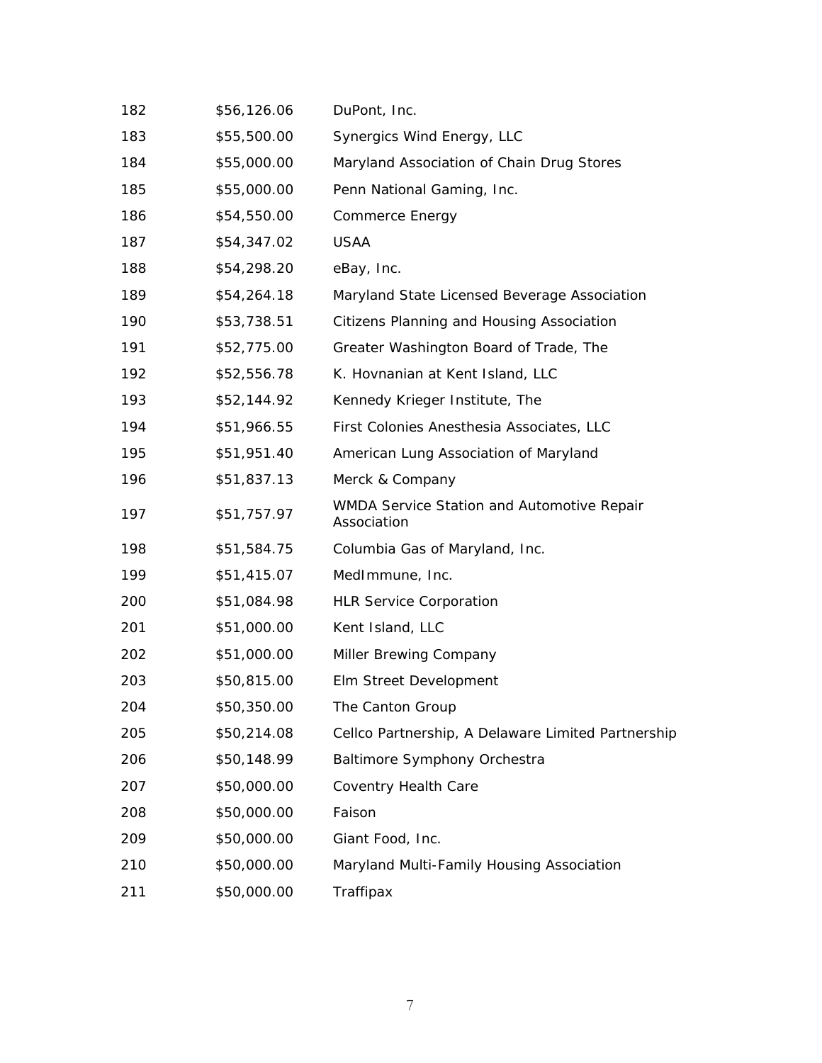| | | |
|---|---|---|
| 182 | $56,126.06 | DuPont, Inc. |
| 183 | $55,500.00 | Synergics Wind Energy, LLC |
| 184 | $55,000.00 | Maryland Association of Chain Drug Stores |
| 185 | $55,000.00 | Penn National Gaming, Inc. |
| 186 | $54,550.00 | Commerce Energy |
| 187 | $54,347.02 | USAA |
| 188 | $54,298.20 | eBay, Inc. |
| 189 | $54,264.18 | Maryland State Licensed Beverage Association |
| 190 | $53,738.51 | Citizens Planning and Housing Association |
| 191 | $52,775.00 | Greater Washington Board of Trade, The |
| 192 | $52,556.78 | K. Hovnanian at Kent Island, LLC |
| 193 | $52,144.92 | Kennedy Krieger Institute, The |
| 194 | $51,966.55 | First Colonies Anesthesia Associates, LLC |
| 195 | $51,951.40 | American Lung Association of Maryland |
| 196 | $51,837.13 | Merck & Company |
| 197 | $51,757.97 | WMDA Service Station and Automotive Repair Association |
| 198 | $51,584.75 | Columbia Gas of Maryland, Inc. |
| 199 | $51,415.07 | MedImmune, Inc. |
| 200 | $51,084.98 | HLR Service Corporation |
| 201 | $51,000.00 | Kent Island, LLC |
| 202 | $51,000.00 | Miller Brewing Company |
| 203 | $50,815.00 | Elm Street Development |
| 204 | $50,350.00 | The Canton Group |
| 205 | $50,214.08 | Cellco Partnership, A Delaware Limited Partnership |
| 206 | $50,148.99 | Baltimore Symphony Orchestra |
| 207 | $50,000.00 | Coventry Health Care |
| 208 | $50,000.00 | Faison |
| 209 | $50,000.00 | Giant Food, Inc. |
| 210 | $50,000.00 | Maryland Multi-Family Housing Association |
| 211 | $50,000.00 | Traffipax |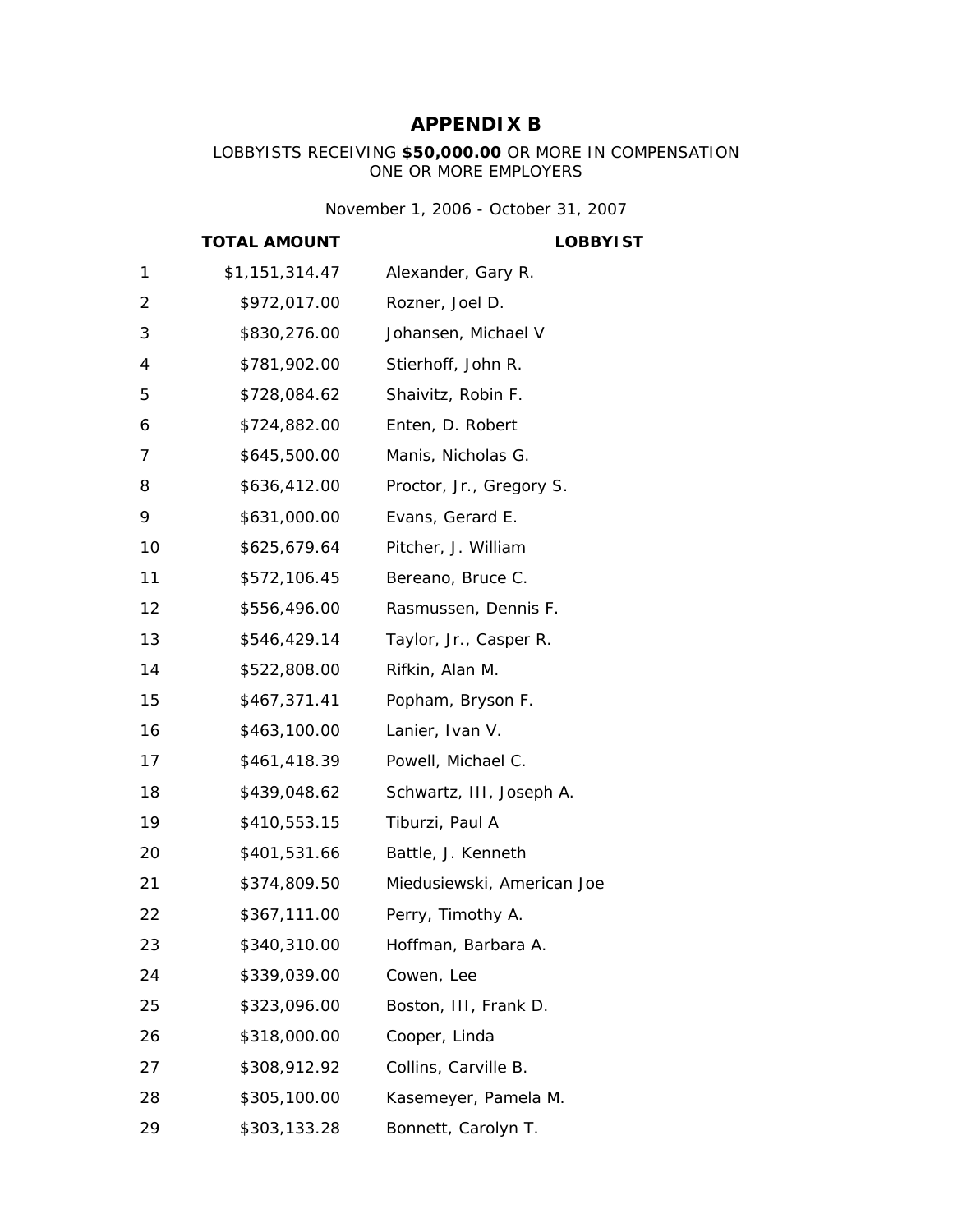# APPENDIX B

LOBBYISTS RECEIVING **$50,000.00** OR MORE IN COMPENSATION
ONE OR MORE EMPLOYERS

November 1, 2006 - October 31, 2007

| | TOTAL AMOUNT | LOBBYIST |
|---|---|---|
| 1 | $1,151,314.47 | Alexander, Gary R. |
| 2 | $972,017.00 | Rozner, Joel D. |
| 3 | $830,276.00 | Johansen, Michael V |
| 4 | $781,902.00 | Stierhoff, John R. |
| 5 | $728,084.62 | Shaivitz, Robin F. |
| 6 | $724,882.00 | Enten, D. Robert |
| 7 | $645,500.00 | Manis, Nicholas G. |
| 8 | $636,412.00 | Proctor, Jr., Gregory S. |
| 9 | $631,000.00 | Evans, Gerard E. |
| 10 | $625,679.64 | Pitcher, J. William |
| 11 | $572,106.45 | Bereano, Bruce C. |
| 12 | $556,496.00 | Rasmussen, Dennis F. |
| 13 | $546,429.14 | Taylor, Jr., Casper R. |
| 14 | $522,808.00 | Rifkin, Alan M. |
| 15 | $467,371.41 | Popham, Bryson F. |
| 16 | $463,100.00 | Lanier, Ivan V. |
| 17 | $461,418.39 | Powell, Michael C. |
| 18 | $439,048.62 | Schwartz, III, Joseph A. |
| 19 | $410,553.15 | Tiburzi, Paul A |
| 20 | $401,531.66 | Battle, J. Kenneth |
| 21 | $374,809.50 | Miedusiewski, American Joe |
| 22 | $367,111.00 | Perry, Timothy A. |
| 23 | $340,310.00 | Hoffman, Barbara A. |
| 24 | $339,039.00 | Cowen, Lee |
| 25 | $323,096.00 | Boston, III, Frank D. |
| 26 | $318,000.00 | Cooper, Linda |
| 27 | $308,912.92 | Collins, Carville B. |
| 28 | $305,100.00 | Kasemeyer, Pamela M. |
| 29 | $303,133.28 | Bonnett, Carolyn T. |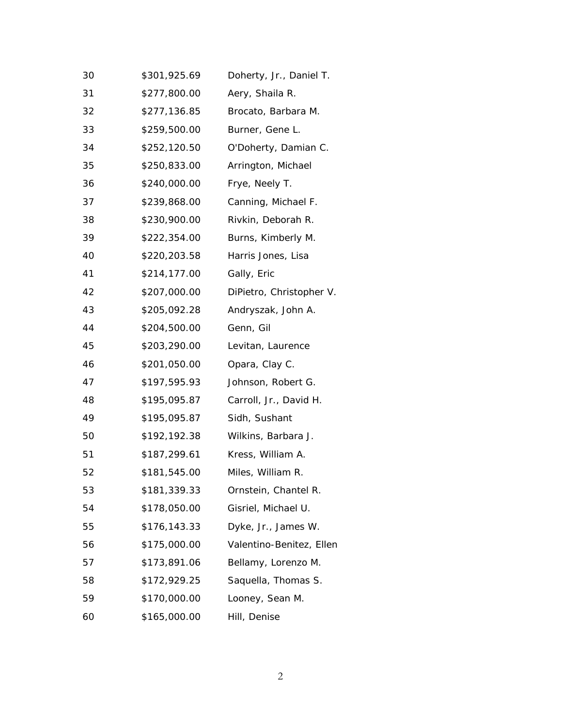| | | |
|---|---|---|
| 30 | $301,925.69 | Doherty, Jr., Daniel T. |
| 31 | $277,800.00 | Aery, Shaila R. |
| 32 | $277,136.85 | Brocato, Barbara M. |
| 33 | $259,500.00 | Burner, Gene L. |
| 34 | $252,120.50 | O'Doherty, Damian C. |
| 35 | $250,833.00 | Arrington, Michael |
| 36 | $240,000.00 | Frye, Neely T. |
| 37 | $239,868.00 | Canning, Michael F. |
| 38 | $230,900.00 | Rivkin, Deborah R. |
| 39 | $222,354.00 | Burns, Kimberly M. |
| 40 | $220,203.58 | Harris Jones, Lisa |
| 41 | $214,177.00 | Gally, Eric |
| 42 | $207,000.00 | DiPietro, Christopher V. |
| 43 | $205,092.28 | Andryszak, John A. |
| 44 | $204,500.00 | Genn, Gil |
| 45 | $203,290.00 | Levitan, Laurence |
| 46 | $201,050.00 | Opara, Clay C. |
| 47 | $197,595.93 | Johnson, Robert G. |
| 48 | $195,095.87 | Carroll, Jr., David H. |
| 49 | $195,095.87 | Sidh, Sushant |
| 50 | $192,192.38 | Wilkins, Barbara J. |
| 51 | $187,299.61 | Kress, William A. |
| 52 | $181,545.00 | Miles, William R. |
| 53 | $181,339.33 | Ornstein, Chantel R. |
| 54 | $178,050.00 | Gisriel, Michael U. |
| 55 | $176,143.33 | Dyke, Jr., James W. |
| 56 | $175,000.00 | Valentino-Benitez, Ellen |
| 57 | $173,891.06 | Bellamy, Lorenzo M. |
| 58 | $172,929.25 | Saquella, Thomas S. |
| 59 | $170,000.00 | Looney, Sean M. |
| 60 | $165,000.00 | Hill, Denise |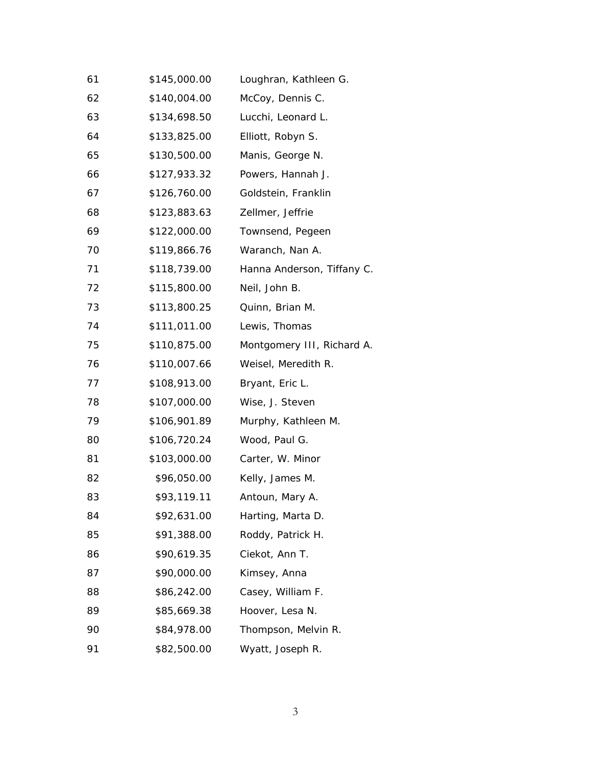| | | |
|---|---|---|
| 61 | $145,000.00 | Loughran, Kathleen G. |
| 62 | $140,004.00 | McCoy, Dennis C. |
| 63 | $134,698.50 | Lucchi, Leonard L. |
| 64 | $133,825.00 | Elliott, Robyn S. |
| 65 | $130,500.00 | Manis, George N. |
| 66 | $127,933.32 | Powers, Hannah J. |
| 67 | $126,760.00 | Goldstein, Franklin |
| 68 | $123,883.63 | Zellmer, Jeffrie |
| 69 | $122,000.00 | Townsend, Pegeen |
| 70 | $119,866.76 | Waranch, Nan A. |
| 71 | $118,739.00 | Hanna Anderson, Tiffany C. |
| 72 | $115,800.00 | Neil, John B. |
| 73 | $113,800.25 | Quinn, Brian M. |
| 74 | $111,011.00 | Lewis, Thomas |
| 75 | $110,875.00 | Montgomery III, Richard A. |
| 76 | $110,007.66 | Weisel, Meredith R. |
| 77 | $108,913.00 | Bryant, Eric L. |
| 78 | $107,000.00 | Wise, J. Steven |
| 79 | $106,901.89 | Murphy, Kathleen M. |
| 80 | $106,720.24 | Wood, Paul G. |
| 81 | $103,000.00 | Carter, W. Minor |
| 82 | $96,050.00 | Kelly, James M. |
| 83 | $93,119.11 | Antoun, Mary A. |
| 84 | $92,631.00 | Harting, Marta D. |
| 85 | $91,388.00 | Roddy, Patrick H. |
| 86 | $90,619.35 | Ciekot, Ann T. |
| 87 | $90,000.00 | Kimsey, Anna |
| 88 | $86,242.00 | Casey, William F. |
| 89 | $85,669.38 | Hoover, Lesa N. |
| 90 | $84,978.00 | Thompson, Melvin R. |
| 91 | $82,500.00 | Wyatt, Joseph R. |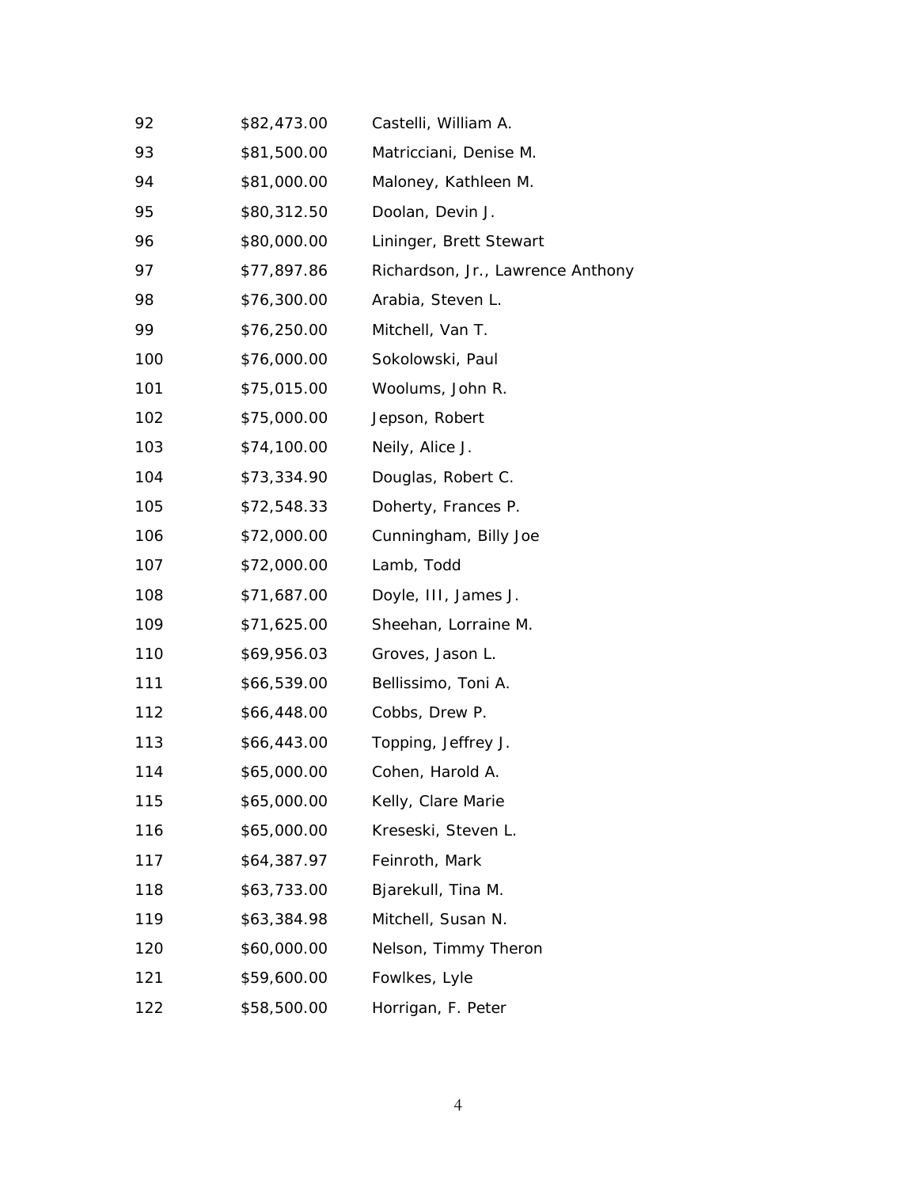| | | |
|---|---|---|
| 92 | $82,473.00 | Castelli, William A. |
| 93 | $81,500.00 | Matricciani, Denise M. |
| 94 | $81,000.00 | Maloney, Kathleen M. |
| 95 | $80,312.50 | Doolan, Devin J. |
| 96 | $80,000.00 | Lininger, Brett Stewart |
| 97 | $77,897.86 | Richardson, Jr., Lawrence Anthony |
| 98 | $76,300.00 | Arabia, Steven L. |
| 99 | $76,250.00 | Mitchell, Van T. |
| 100 | $76,000.00 | Sokolowski, Paul |
| 101 | $75,015.00 | Woolums, John R. |
| 102 | $75,000.00 | Jepson, Robert |
| 103 | $74,100.00 | Neily, Alice J. |
| 104 | $73,334.90 | Douglas, Robert C. |
| 105 | $72,548.33 | Doherty, Frances P. |
| 106 | $72,000.00 | Cunningham, Billy Joe |
| 107 | $72,000.00 | Lamb, Todd |
| 108 | $71,687.00 | Doyle, III, James J. |
| 109 | $71,625.00 | Sheehan, Lorraine M. |
| 110 | $69,956.03 | Groves, Jason L. |
| 111 | $66,539.00 | Bellissimo, Toni A. |
| 112 | $66,448.00 | Cobbs, Drew P. |
| 113 | $66,443.00 | Topping, Jeffrey J. |
| 114 | $65,000.00 | Cohen, Harold A. |
| 115 | $65,000.00 | Kelly, Clare Marie |
| 116 | $65,000.00 | Kreseski, Steven L. |
| 117 | $64,387.97 | Feinroth, Mark |
| 118 | $63,733.00 | Bjarekull, Tina M. |
| 119 | $63,384.98 | Mitchell, Susan N. |
| 120 | $60,000.00 | Nelson, Timmy Theron |
| 121 | $59,600.00 | Fowlkes, Lyle |
| 122 | $58,500.00 | Horrigan, F. Peter |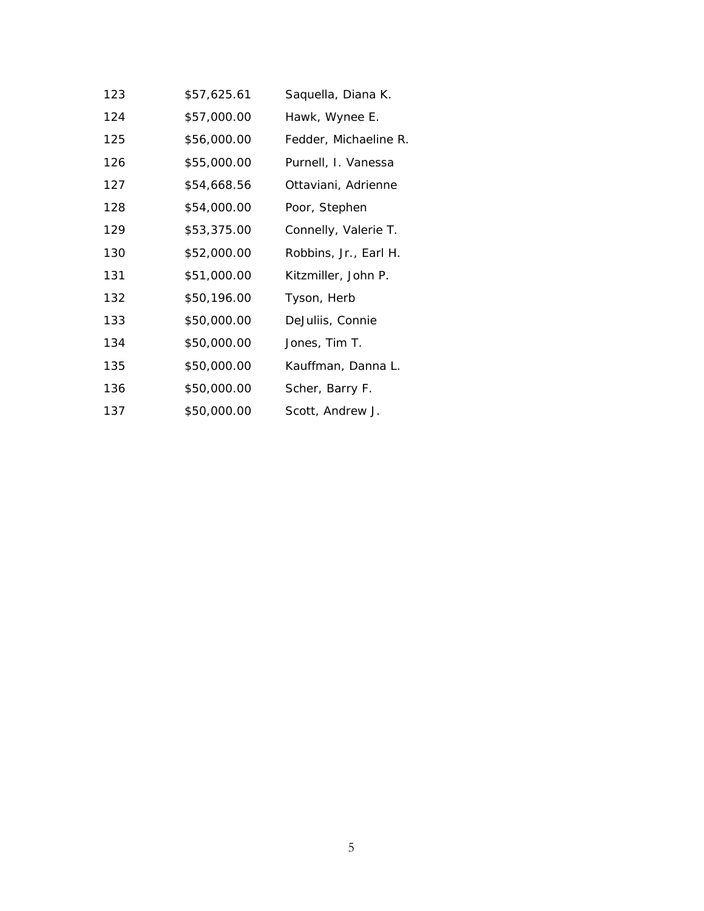| | | |
|---|---|---|
| 123 | $57,625.61 | Saquella, Diana K. |
| 124 | $57,000.00 | Hawk, Wynee E. |
| 125 | $56,000.00 | Fedder, Michaeline R. |
| 126 | $55,000.00 | Purnell, I. Vanessa |
| 127 | $54,668.56 | Ottaviani, Adrienne |
| 128 | $54,000.00 | Poor, Stephen |
| 129 | $53,375.00 | Connelly, Valerie T. |
| 130 | $52,000.00 | Robbins, Jr., Earl H. |
| 131 | $51,000.00 | Kitzmiller, John P. |
| 132 | $50,196.00 | Tyson, Herb |
| 133 | $50,000.00 | DeJuliis, Connie |
| 134 | $50,000.00 | Jones, Tim T. |
| 135 | $50,000.00 | Kauffman, Danna L. |
| 136 | $50,000.00 | Scher, Barry F. |
| 137 | $50,000.00 | Scott, Andrew J. |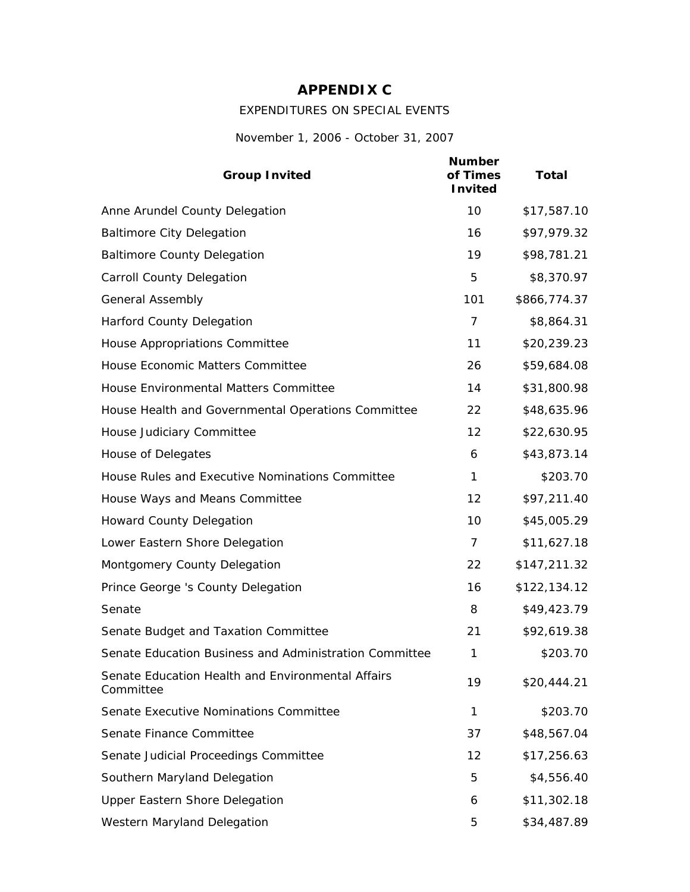# APPENDIX C

EXPENDITURES ON SPECIAL EVENTS

November 1, 2006 - October 31, 2007

| Group Invited | Number of Times Invited | Total |
|---|---|---|
| Anne Arundel County Delegation | 10 | $17,587.10 |
| Baltimore City Delegation | 16 | $97,979.32 |
| Baltimore County Delegation | 19 | $98,781.21 |
| Carroll County Delegation | 5 | $8,370.97 |
| General Assembly | 101 | $866,774.37 |
| Harford County Delegation | 7 | $8,864.31 |
| House Appropriations Committee | 11 | $20,239.23 |
| House Economic Matters Committee | 26 | $59,684.08 |
| House Environmental Matters Committee | 14 | $31,800.98 |
| House Health and Governmental Operations Committee | 22 | $48,635.96 |
| House Judiciary Committee | 12 | $22,630.95 |
| House of Delegates | 6 | $43,873.14 |
| House Rules and Executive Nominations Committee | 1 | $203.70 |
| House Ways and Means Committee | 12 | $97,211.40 |
| Howard County Delegation | 10 | $45,005.29 |
| Lower Eastern Shore Delegation | 7 | $11,627.18 |
| Montgomery County Delegation | 22 | $147,211.32 |
| Prince George 's County Delegation | 16 | $122,134.12 |
| Senate | 8 | $49,423.79 |
| Senate Budget and Taxation Committee | 21 | $92,619.38 |
| Senate Education Business and Administration Committee | 1 | $203.70 |
| Senate Education Health and Environmental Affairs Committee | 19 | $20,444.21 |
| Senate Executive Nominations Committee | 1 | $203.70 |
| Senate Finance Committee | 37 | $48,567.04 |
| Senate Judicial Proceedings Committee | 12 | $17,256.63 |
| Southern Maryland Delegation | 5 | $4,556.40 |
| Upper Eastern Shore Delegation | 6 | $11,302.18 |
| Western Maryland Delegation | 5 | $34,487.89 |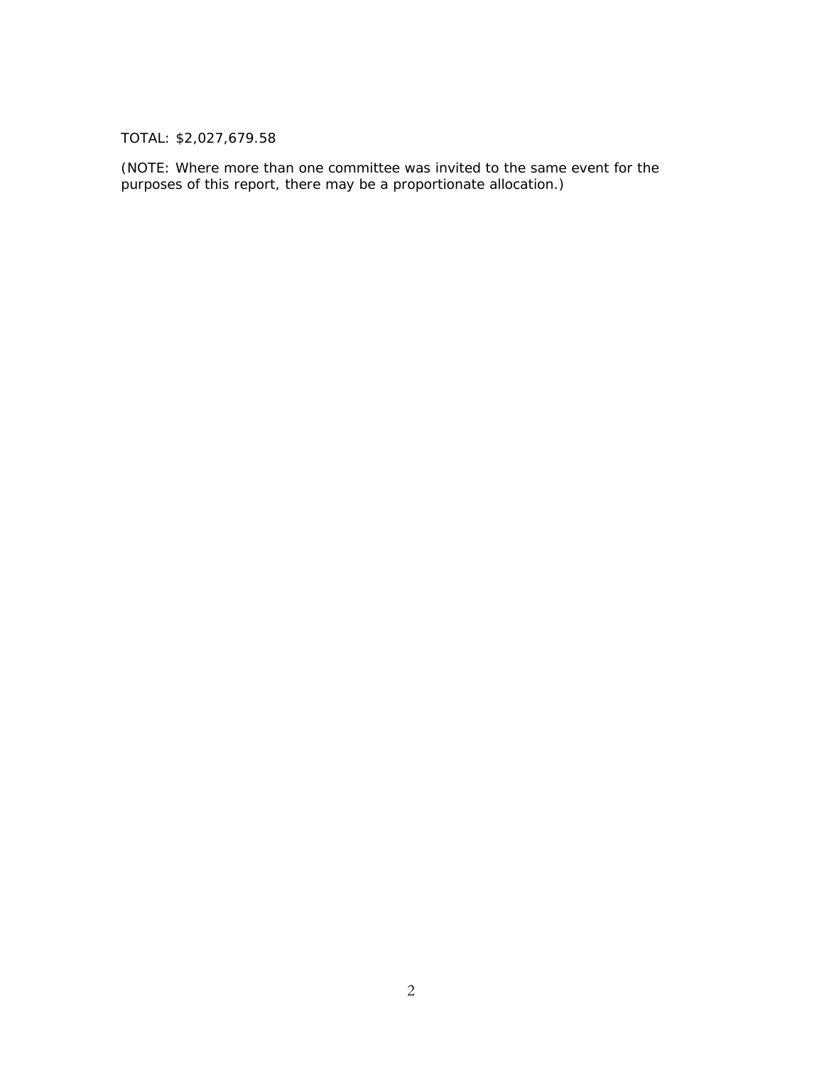TOTAL: $2,027,679.58

(NOTE: Where more than one committee was invited to the same event for the purposes of this report, there may be a proportionate allocation.)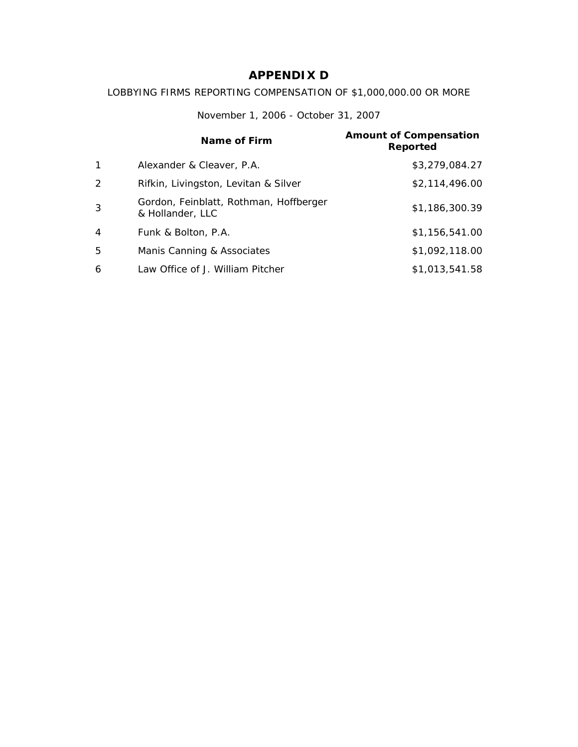# APPENDIX D

LOBBYING FIRMS REPORTING COMPENSATION OF $1,000,000.00 OR MORE

November 1, 2006 - October 31, 2007

| | Name of Firm | Amount of Compensation Reported |
|---|---|---|
| 1 | Alexander & Cleaver, P.A. | $3,279,084.27 |
| 2 | Rifkin, Livingston, Levitan & Silver | $2,114,496.00 |
| 3 | Gordon, Feinblatt, Rothman, Hoffberger & Hollander, LLC | $1,186,300.39 |
| 4 | Funk & Bolton, P.A. | $1,156,541.00 |
| 5 | Manis Canning & Associates | $1,092,118.00 |
| 6 | Law Office of J. William Pitcher | $1,013,541.58 |